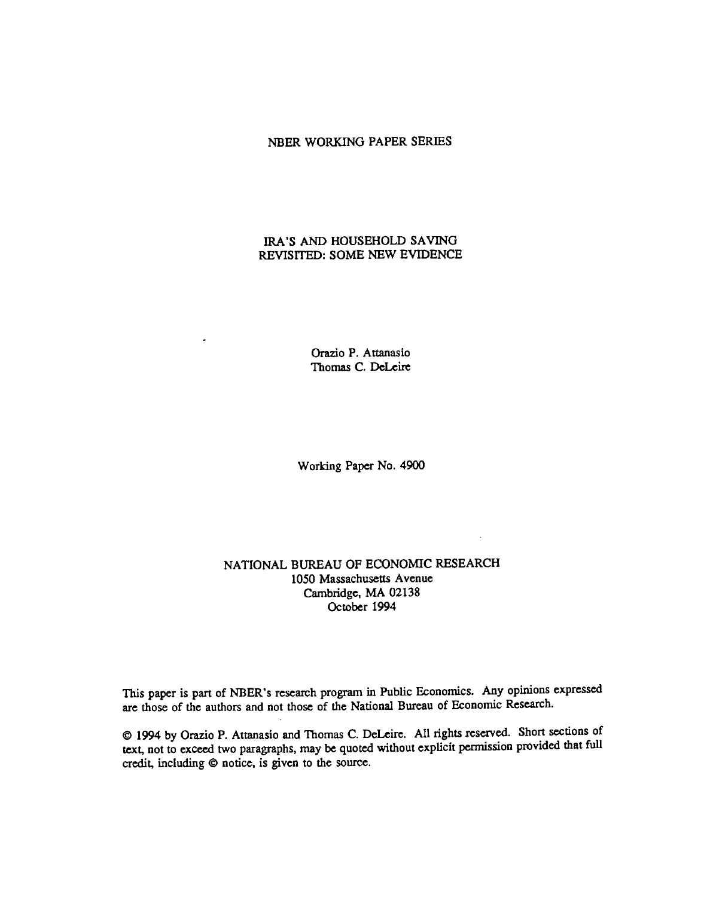NBER WORKING PAPER SERIES

# IRA'S AND HOUSEHOLD SAVING REVISITED: SOME NEW EVIDENCE

Orazio P. Attanasio
Thomas C. DeLeire

Working Paper No. 4900

NATIONAL BUREAU OF ECONOMIC RESEARCH
1050 Massachusetts Avenue
Cambridge, MA 02138
October 1994

This paper is part of NBER's research program in Public Economics. Any opinions expressed are those of the authors and not those of the National Bureau of Economic Research.

© 1994 by Orazio P. Attanasio and Thomas C. DeLeire. All rights reserved. Short sections of text, not to exceed two paragraphs, may be quoted without explicit permission provided that full credit, including © notice, is given to the source.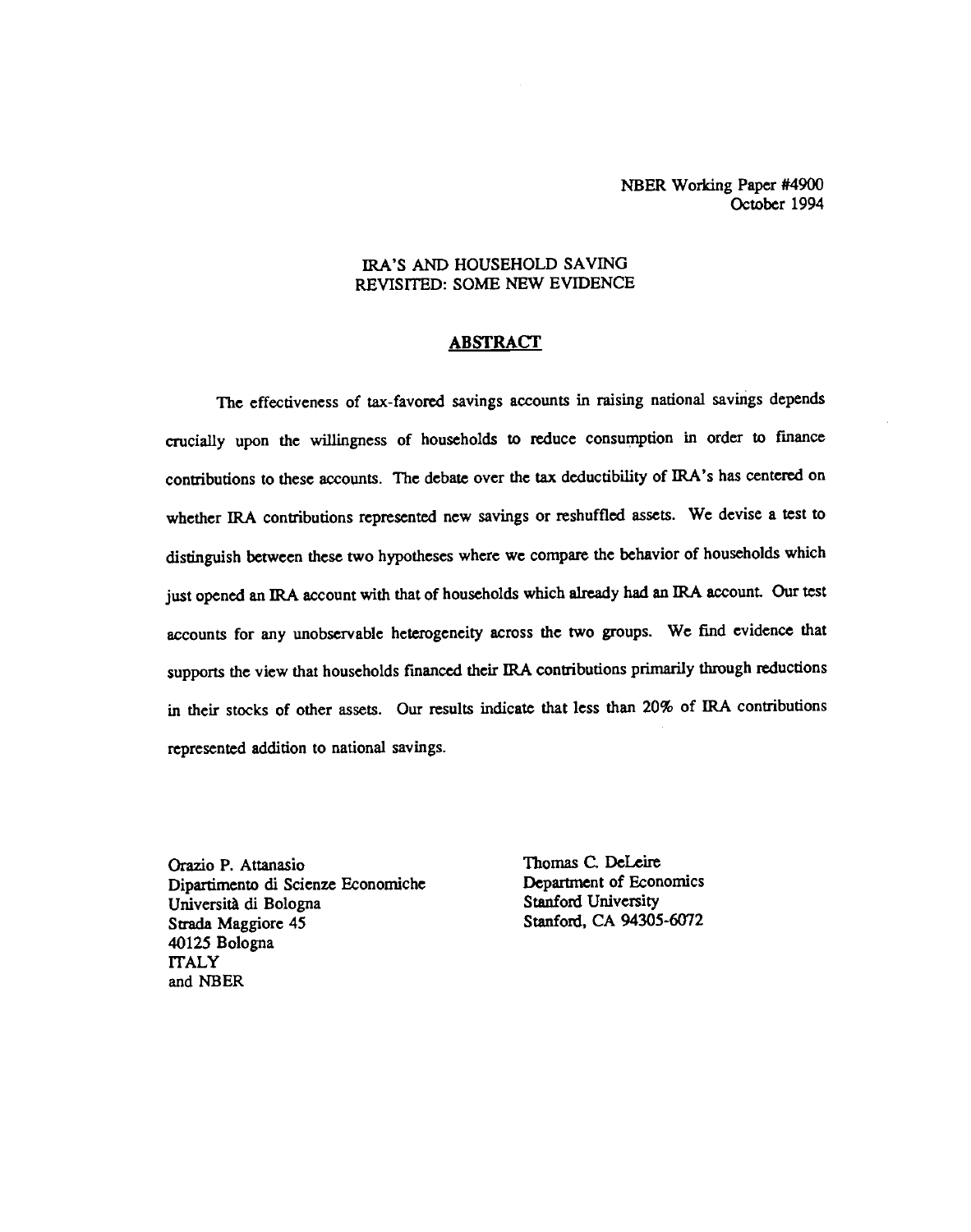NBER Working Paper #4900
October 1994

# IRA'S AND HOUSEHOLD SAVING REVISITED: SOME NEW EVIDENCE

## ABSTRACT

The effectiveness of tax-favored savings accounts in raising national savings depends crucially upon the willingness of households to reduce consumption in order to finance contributions to these accounts. The debate over the tax deductibility of IRA's has centered on whether IRA contributions represented new savings or reshuffled assets. We devise a test to distinguish between these two hypotheses where we compare the behavior of households which just opened an IRA account with that of households which already had an IRA account. Our test accounts for any unobservable heterogeneity across the two groups. We find evidence that supports the view that households financed their IRA contributions primarily through reductions in their stocks of other assets. Our results indicate that less than 20% of IRA contributions represented addition to national savings.

Orazio P. Attanasio
Dipartimento di Scienze Economiche
Università di Bologna
Strada Maggiore 45
40125 Bologna
ITALY
and NBER

Thomas C. DeLeire
Department of Economics
Stanford University
Stanford, CA 94305-6072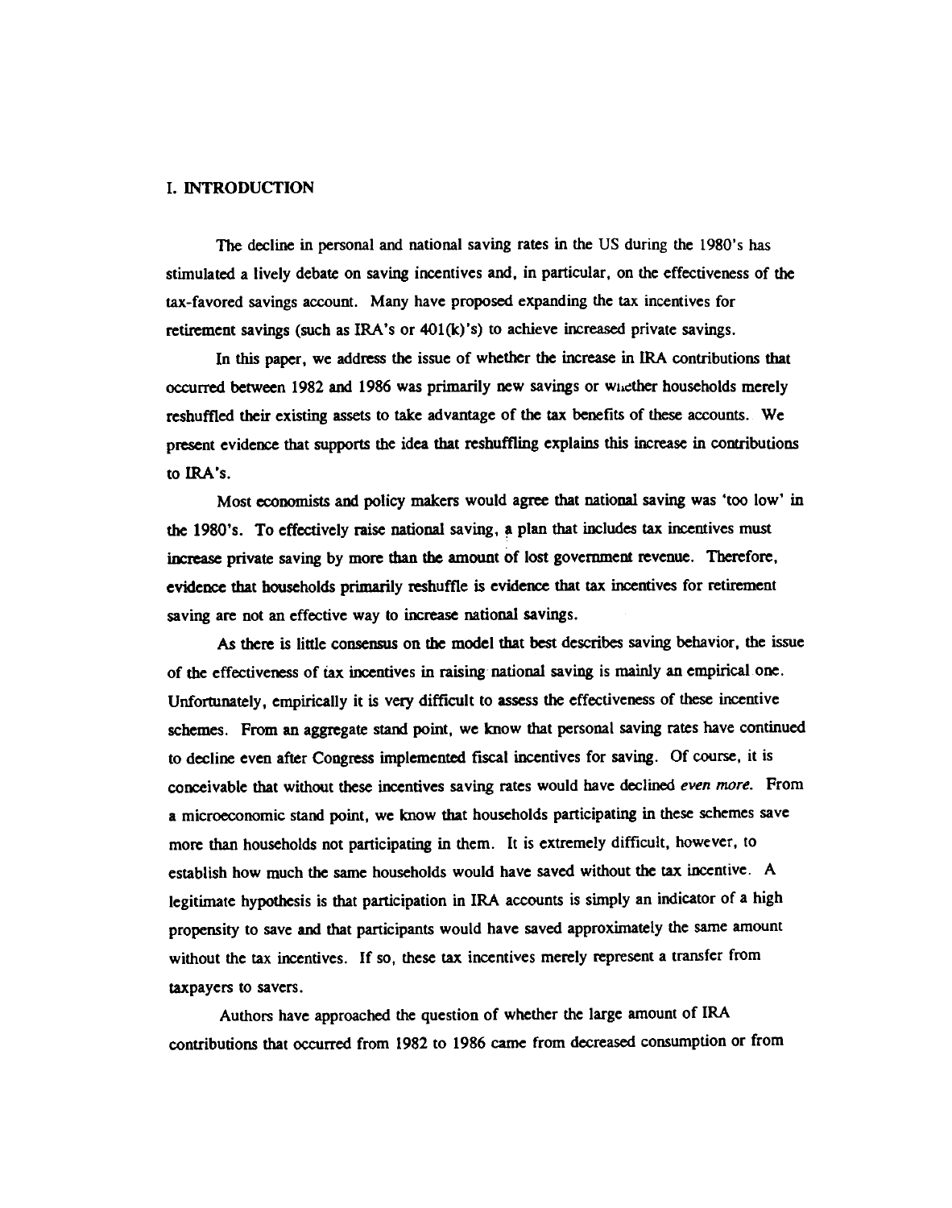## I. INTRODUCTION

The decline in personal and national saving rates in the US during the 1980's has stimulated a lively debate on saving incentives and, in particular, on the effectiveness of the tax-favored savings account. Many have proposed expanding the tax incentives for retirement savings (such as IRA's or 401(k)'s) to achieve increased private savings.

In this paper, we address the issue of whether the increase in IRA contributions that occurred between 1982 and 1986 was primarily new savings or whether households merely reshuffled their existing assets to take advantage of the tax benefits of these accounts. We present evidence that supports the idea that reshuffling explains this increase in contributions to IRA's.

Most economists and policy makers would agree that national saving was 'too low' in the 1980's. To effectively raise national saving, a plan that includes tax incentives must increase private saving by more than the amount of lost government revenue. Therefore, evidence that households primarily reshuffle is evidence that tax incentives for retirement saving are not an effective way to increase national savings.

As there is little consensus on the model that best describes saving behavior, the issue of the effectiveness of tax incentives in raising national saving is mainly an empirical one. Unfortunately, empirically it is very difficult to assess the effectiveness of these incentive schemes. From an aggregate stand point, we know that personal saving rates have continued to decline even after Congress implemented fiscal incentives for saving. Of course, it is conceivable that without these incentives saving rates would have declined *even more*. From a microeconomic stand point, we know that households participating in these schemes save more than households not participating in them. It is extremely difficult, however, to establish how much the same households would have saved without the tax incentive. A legitimate hypothesis is that participation in IRA accounts is simply an indicator of a high propensity to save and that participants would have saved approximately the same amount without the tax incentives. If so, these tax incentives merely represent a transfer from taxpayers to savers.

Authors have approached the question of whether the large amount of IRA contributions that occurred from 1982 to 1986 came from decreased consumption or from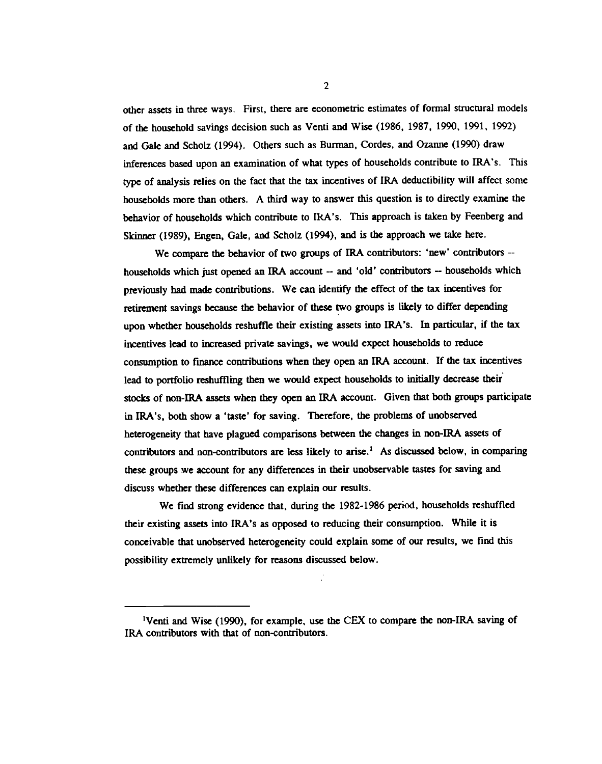other assets in three ways. First, there are econometric estimates of formal structural models of the household savings decision such as Venti and Wise (1986, 1987, 1990, 1991, 1992) and Gale and Scholz (1994). Others such as Burman, Cordes, and Ozanne (1990) draw inferences based upon an examination of what types of households contribute to IRA's. This type of analysis relies on the fact that the tax incentives of IRA deductibility will affect some households more than others. A third way to answer this question is to directly examine the behavior of households which contribute to IRA's. This approach is taken by Feenberg and Skinner (1989), Engen, Gale, and Scholz (1994), and is the approach we take here.

We compare the behavior of two groups of IRA contributors: 'new' contributors -- households which just opened an IRA account -- and 'old' contributors -- households which previously had made contributions. We can identify the effect of the tax incentives for retirement savings because the behavior of these two groups is likely to differ depending upon whether households reshuffle their existing assets into IRA's. In particular, if the tax incentives lead to increased private savings, we would expect households to reduce consumption to finance contributions when they open an IRA account. If the tax incentives lead to portfolio reshuffling then we would expect households to initially decrease their stocks of non-IRA assets when they open an IRA account. Given that both groups participate in IRA's, both show a 'taste' for saving. Therefore, the problems of unobserved heterogeneity that have plagued comparisons between the changes in non-IRA assets of contributors and non-contributors are less likely to arise.[1] As discussed below, in comparing these groups we account for any differences in their unobservable tastes for saving and discuss whether these differences can explain our results.

We find strong evidence that, during the 1982-1986 period, households reshuffled their existing assets into IRA's as opposed to reducing their consumption. While it is conceivable that unobserved heterogeneity could explain some of our results, we find this possibility extremely unlikely for reasons discussed below.

---

[1] Venti and Wise (1990), for example, use the CEX to compare the non-IRA saving of IRA contributors with that of non-contributors.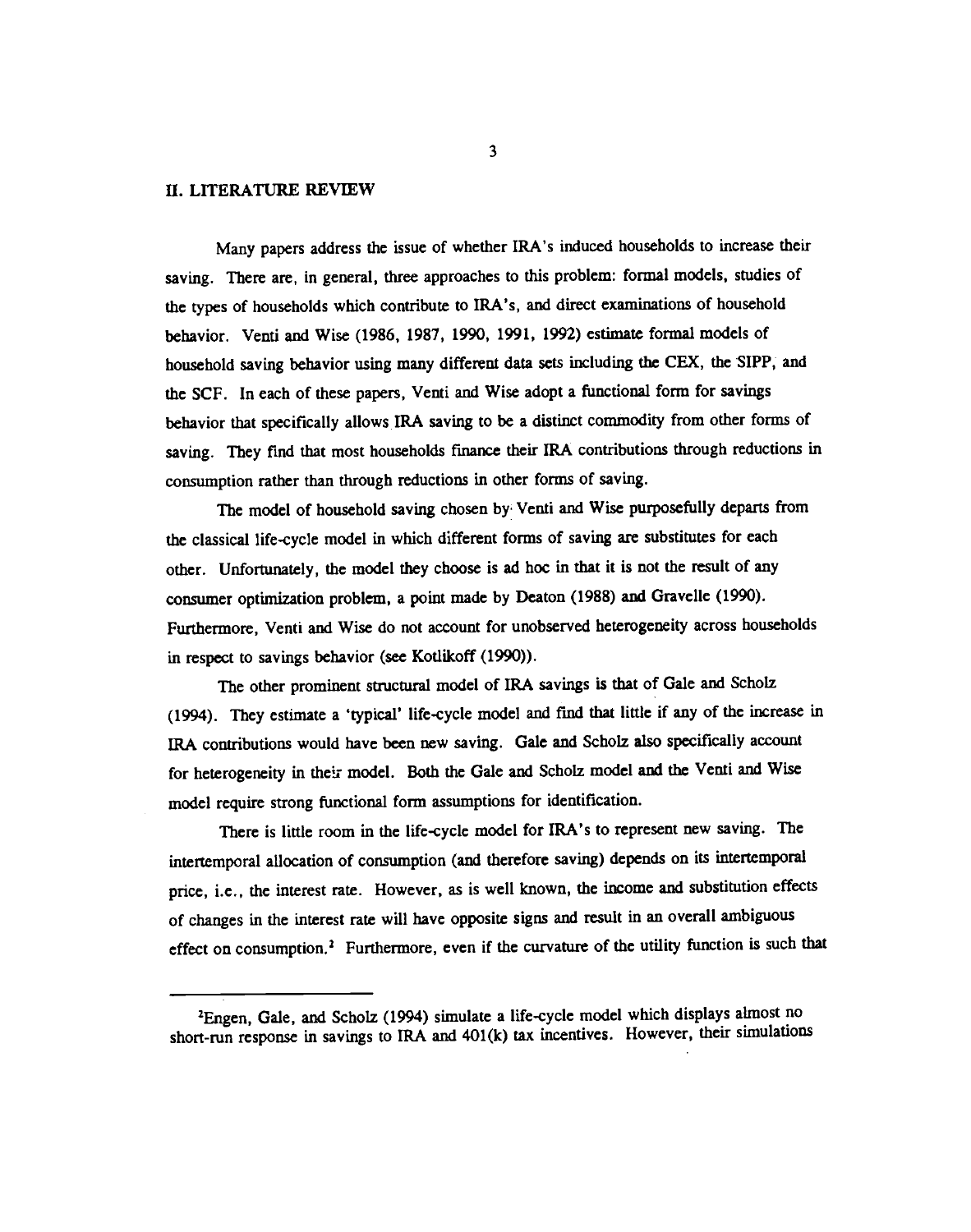## II. LITERATURE REVIEW

Many papers address the issue of whether IRA's induced households to increase their saving. There are, in general, three approaches to this problem: formal models, studies of the types of households which contribute to IRA's, and direct examinations of household behavior. Venti and Wise (1986, 1987, 1990, 1991, 1992) estimate formal models of household saving behavior using many different data sets including the CEX, the SIPP, and the SCF. In each of these papers, Venti and Wise adopt a functional form for savings behavior that specifically allows IRA saving to be a distinct commodity from other forms of saving. They find that most households finance their IRA contributions through reductions in consumption rather than through reductions in other forms of saving.

The model of household saving chosen by Venti and Wise purposefully departs from the classical life-cycle model in which different forms of saving are substitutes for each other. Unfortunately, the model they choose is ad hoc in that it is not the result of any consumer optimization problem, a point made by Deaton (1988) and Gravelle (1990). Furthermore, Venti and Wise do not account for unobserved heterogeneity across households in respect to savings behavior (see Kotlikoff (1990)).

The other prominent structural model of IRA savings is that of Gale and Scholz (1994). They estimate a 'typical' life-cycle model and find that little if any of the increase in IRA contributions would have been new saving. Gale and Scholz also specifically account for heterogeneity in their model. Both the Gale and Scholz model and the Venti and Wise model require strong functional form assumptions for identification.

There is little room in the life-cycle model for IRA's to represent new saving. The intertemporal allocation of consumption (and therefore saving) depends on its intertemporal price, i.e., the interest rate. However, as is well known, the income and substitution effects of changes in the interest rate will have opposite signs and result in an overall ambiguous effect on consumption.[2] Furthermore, even if the curvature of the utility function is such that

[2] Engen, Gale, and Scholz (1994) simulate a life-cycle model which displays almost no short-run response in savings to IRA and 401(k) tax incentives. However, their simulations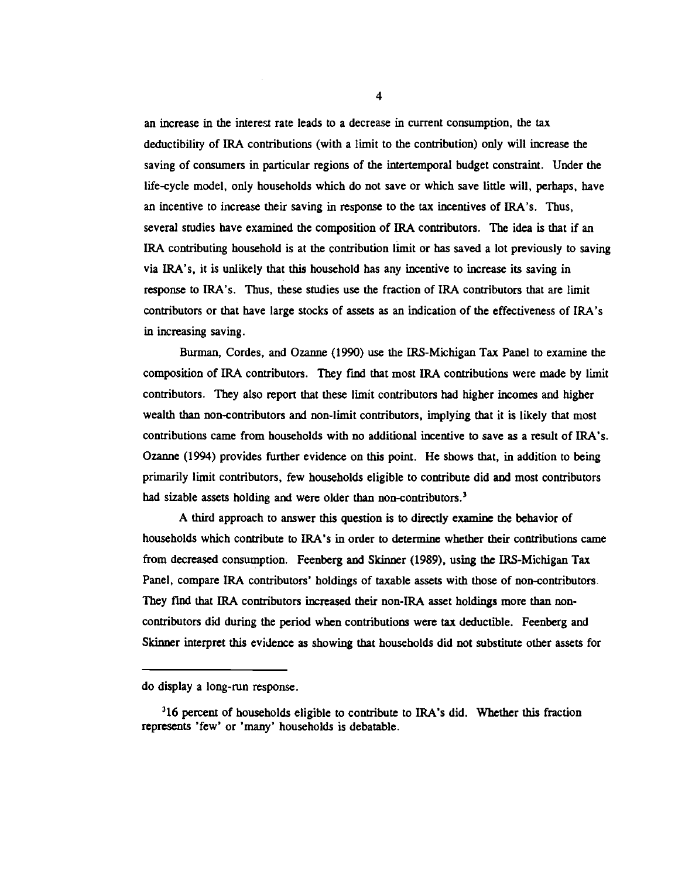an increase in the interest rate leads to a decrease in current consumption, the tax deductibility of IRA contributions (with a limit to the contribution) only will increase the saving of consumers in particular regions of the intertemporal budget constraint. Under the life-cycle model, only households which do not save or which save little will, perhaps, have an incentive to increase their saving in response to the tax incentives of IRA's. Thus, several studies have examined the composition of IRA contributors. The idea is that if an IRA contributing household is at the contribution limit or has saved a lot previously to saving via IRA's, it is unlikely that this household has any incentive to increase its saving in response to IRA's. Thus, these studies use the fraction of IRA contributors that are limit contributors or that have large stocks of assets as an indication of the effectiveness of IRA's in increasing saving.

Burman, Cordes, and Ozanne (1990) use the IRS-Michigan Tax Panel to examine the composition of IRA contributors. They find that most IRA contributions were made by limit contributors. They also report that these limit contributors had higher incomes and higher wealth than non-contributors and non-limit contributors, implying that it is likely that most contributions came from households with no additional incentive to save as a result of IRA's. Ozanne (1994) provides further evidence on this point. He shows that, in addition to being primarily limit contributors, few households eligible to contribute did and most contributors had sizable assets holding and were older than non-contributors.[3]

A third approach to answer this question is to directly examine the behavior of households which contribute to IRA's in order to determine whether their contributions came from decreased consumption. Feenberg and Skinner (1989), using the IRS-Michigan Tax Panel, compare IRA contributors' holdings of taxable assets with those of non-contributors. They find that IRA contributors increased their non-IRA asset holdings more than non-contributors did during the period when contributions were tax deductible. Feenberg and Skinner interpret this evidence as showing that households did not substitute other assets for

---

do display a long-run response.

[3]16 percent of households eligible to contribute to IRA's did. Whether this fraction represents 'few' or 'many' households is debatable.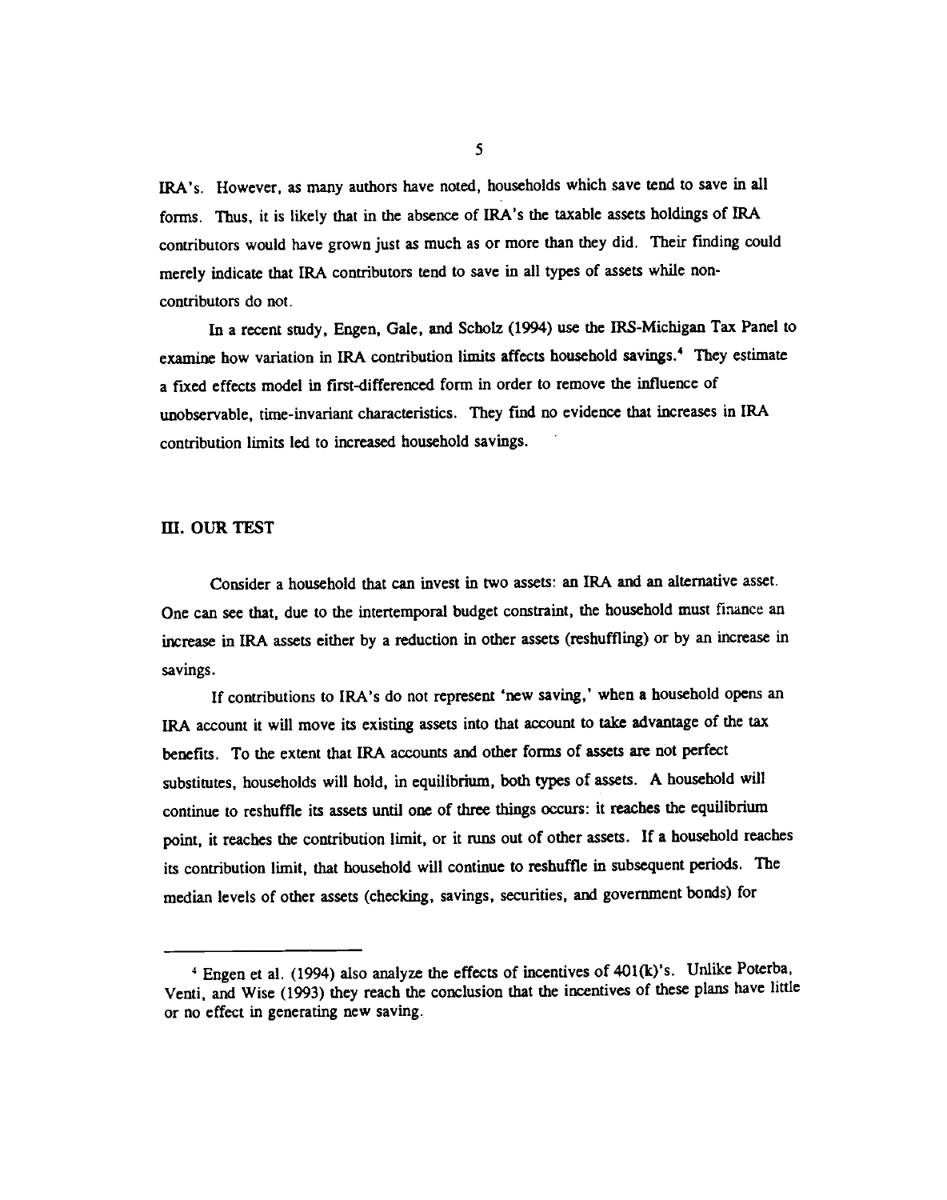IRA's. However, as many authors have noted, households which save tend to save in all forms. Thus, it is likely that in the absence of IRA's the taxable assets holdings of IRA contributors would have grown just as much as or more than they did. Their finding could merely indicate that IRA contributors tend to save in all types of assets while non-contributors do not.

In a recent study, Engen, Gale, and Scholz (1994) use the IRS-Michigan Tax Panel to examine how variation in IRA contribution limits affects household savings.[4] They estimate a fixed effects model in first-differenced form in order to remove the influence of unobservable, time-invariant characteristics. They find no evidence that increases in IRA contribution limits led to increased household savings.

## III. OUR TEST

Consider a household that can invest in two assets: an IRA and an alternative asset. One can see that, due to the intertemporal budget constraint, the household must finance an increase in IRA assets either by a reduction in other assets (reshuffling) or by an increase in savings.

If contributions to IRA's do not represent 'new saving,' when a household opens an IRA account it will move its existing assets into that account to take advantage of the tax benefits. To the extent that IRA accounts and other forms of assets are not perfect substitutes, households will hold, in equilibrium, both types of assets. A household will continue to reshuffle its assets until one of three things occurs: it reaches the equilibrium point, it reaches the contribution limit, or it runs out of other assets. If a household reaches its contribution limit, that household will continue to reshuffle in subsequent periods. The median levels of other assets (checking, savings, securities, and government bonds) for

---

[4] Engen et al. (1994) also analyze the effects of incentives of 401(k)'s. Unlike Poterba, Venti, and Wise (1993) they reach the conclusion that the incentives of these plans have little or no effect in generating new saving.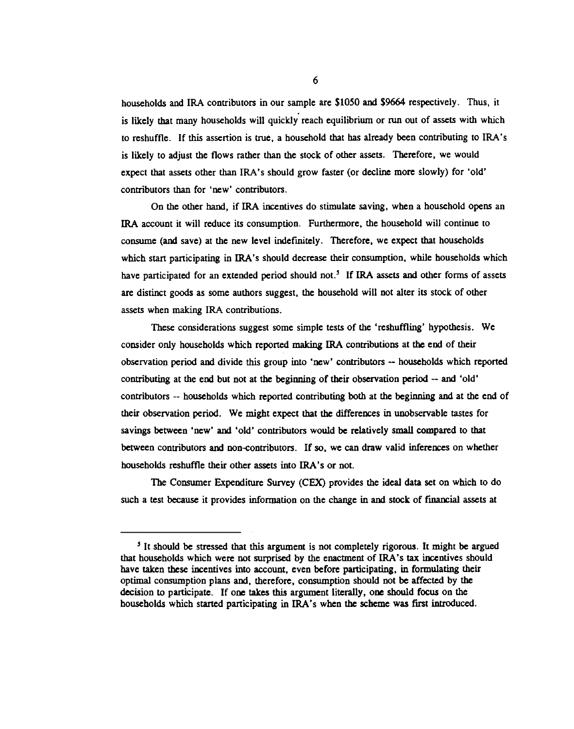households and IRA contributors in our sample are $1050 and $9664 respectively. Thus, it is likely that many households will quickly reach equilibrium or run out of assets with which to reshuffle. If this assertion is true, a household that has already been contributing to IRA's is likely to adjust the flows rather than the stock of other assets. Therefore, we would expect that assets other than IRA's should grow faster (or decline more slowly) for 'old' contributors than for 'new' contributors.

On the other hand, if IRA incentives do stimulate saving, when a household opens an IRA account it will reduce its consumption. Furthermore, the household will continue to consume (and save) at the new level indefinitely. Therefore, we expect that households which start participating in IRA's should decrease their consumption, while households which have participated for an extended period should not.[5] If IRA assets and other forms of assets are distinct goods as some authors suggest, the household will not alter its stock of other assets when making IRA contributions.

These considerations suggest some simple tests of the 'reshuffling' hypothesis. We consider only households which reported making IRA contributions at the end of their observation period and divide this group into 'new' contributors -- households which reported contributing at the end but not at the beginning of their observation period -- and 'old' contributors -- households which reported contributing both at the beginning and at the end of their observation period. We might expect that the differences in unobservable tastes for savings between 'new' and 'old' contributors would be relatively small compared to that between contributors and non-contributors. If so, we can draw valid inferences on whether households reshuffle their other assets into IRA's or not.

The Consumer Expenditure Survey (CEX) provides the ideal data set on which to do such a test because it provides information on the change in and stock of financial assets at

---

[5] It should be stressed that this argument is not completely rigorous. It might be argued that households which were not surprised by the enactment of IRA's tax incentives should have taken these incentives into account, even before participating, in formulating their optimal consumption plans and, therefore, consumption should not be affected by the decision to participate. If one takes this argument literally, one should focus on the households which started participating in IRA's when the scheme was first introduced.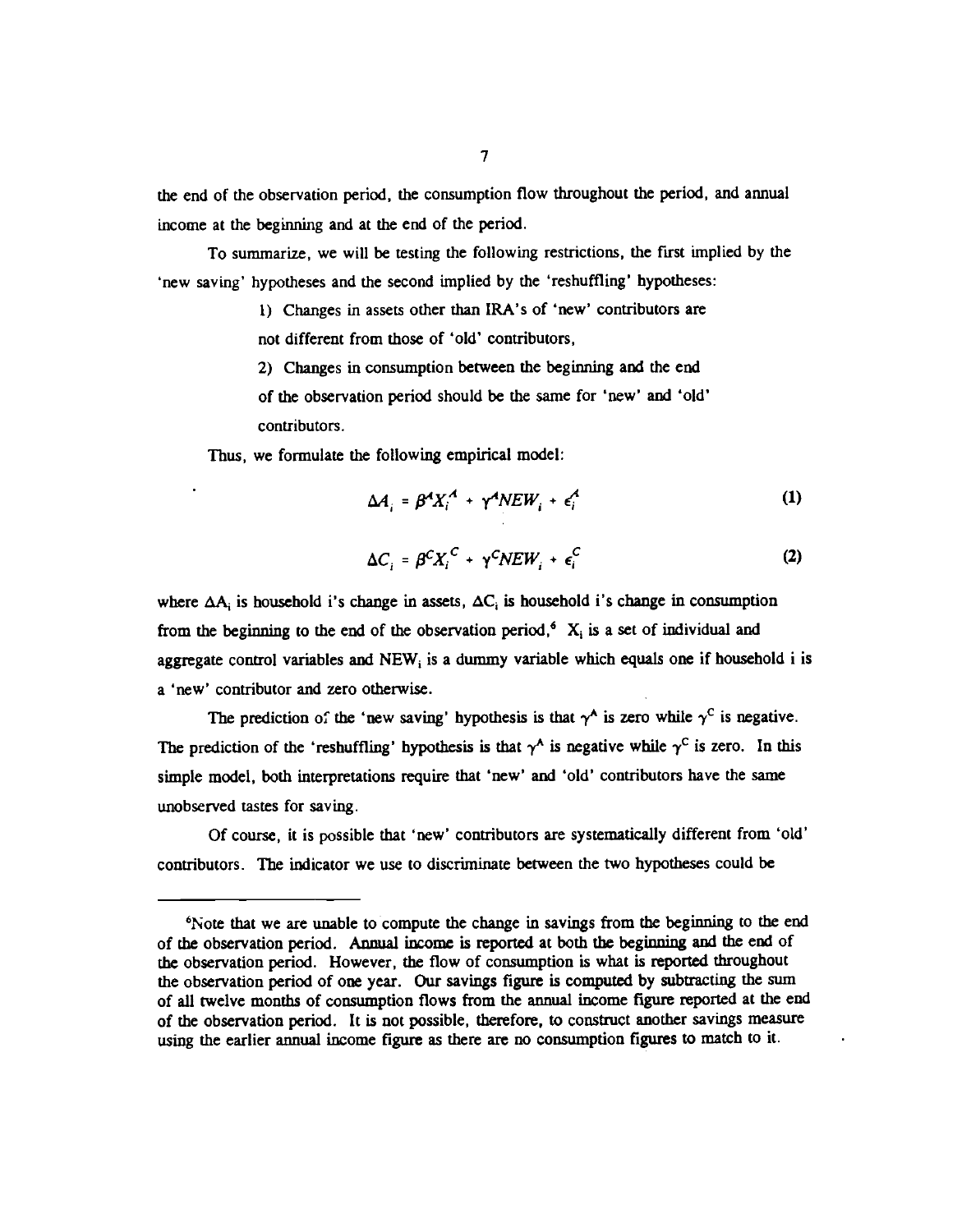the end of the observation period, the consumption flow throughout the period, and annual income at the beginning and at the end of the period.

To summarize, we will be testing the following restrictions, the first implied by the 'new saving' hypotheses and the second implied by the 'reshuffling' hypotheses:

> 1) Changes in assets other than IRA's of 'new' contributors are not different from those of 'old' contributors,
>
> 2) Changes in consumption between the beginning and the end of the observation period should be the same for 'new' and 'old' contributors.

Thus, we formulate the following empirical model:

$$\Delta A_i = \beta^A X_i^A + \gamma^A NEW_i + \epsilon_i^A \tag{1}$$

$$\Delta C_i = \beta^C X_i^C + \gamma^C NEW_i + \epsilon_i^C \tag{2}$$

where $\Delta A_i$ is household i's change in assets, $\Delta C_i$ is household i's change in consumption from the beginning to the end of the observation period,[6] $X_i$ is a set of individual and aggregate control variables and $NEW_i$ is a dummy variable which equals one if household i is a 'new' contributor and zero otherwise.

The prediction of the 'new saving' hypothesis is that $\gamma^A$ is zero while $\gamma^C$ is negative. The prediction of the 'reshuffling' hypothesis is that $\gamma^A$ is negative while $\gamma^C$ is zero. In this simple model, both interpretations require that 'new' and 'old' contributors have the same unobserved tastes for saving.

Of course, it is possible that 'new' contributors are systematically different from 'old' contributors. The indicator we use to discriminate between the two hypotheses could be

---

[6] Note that we are unable to compute the change in savings from the beginning to the end of the observation period. Annual income is reported at both the beginning and the end of the observation period. However, the flow of consumption is what is reported throughout the observation period of one year. Our savings figure is computed by subtracting the sum of all twelve months of consumption flows from the annual income figure reported at the end of the observation period. It is not possible, therefore, to construct another savings measure using the earlier annual income figure as there are no consumption figures to match to it.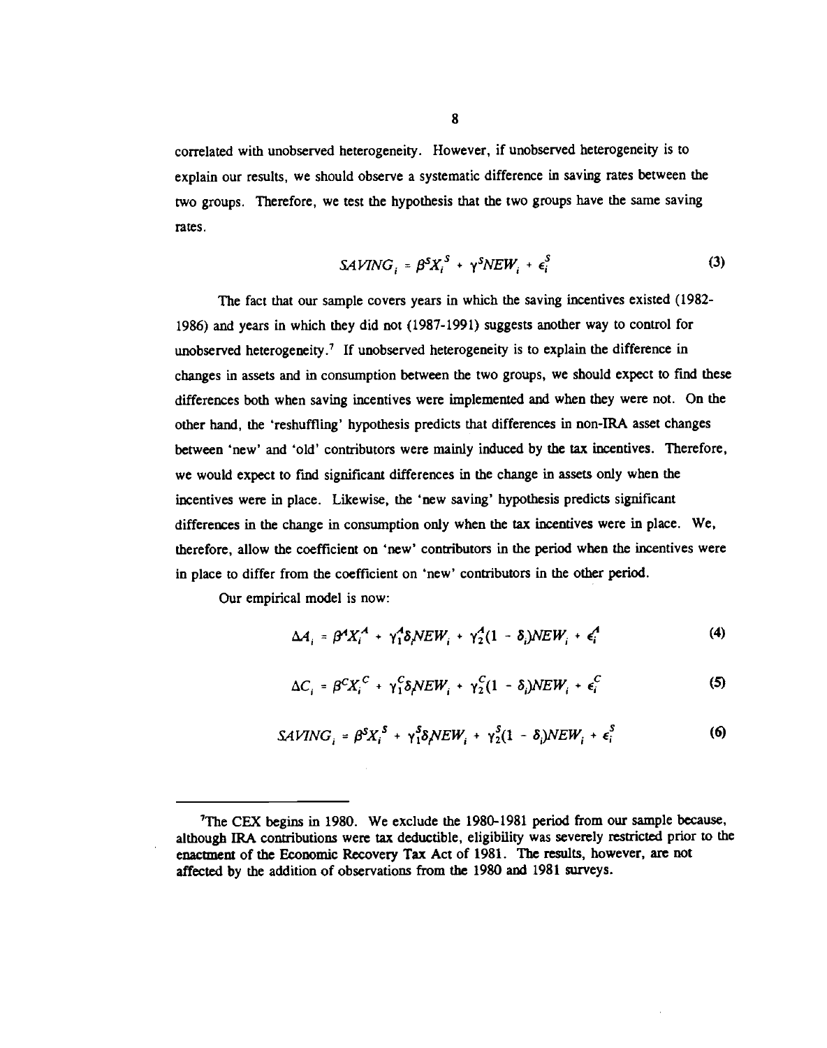correlated with unobserved heterogeneity. However, if unobserved heterogeneity is to explain our results, we should observe a systematic difference in saving rates between the two groups. Therefore, we test the hypothesis that the two groups have the same saving rates.

$$SAVING_i = \beta^S X_i^S + \gamma^S NEW_i + \epsilon_i^S \tag{3}$$

The fact that our sample covers years in which the saving incentives existed (1982-1986) and years in which they did not (1987-1991) suggests another way to control for unobserved heterogeneity.[7] If unobserved heterogeneity is to explain the difference in changes in assets and in consumption between the two groups, we should expect to find these differences both when saving incentives were implemented and when they were not. On the other hand, the 'reshuffling' hypothesis predicts that differences in non-IRA asset changes between 'new' and 'old' contributors were mainly induced by the tax incentives. Therefore, we would expect to find significant differences in the change in assets only when the incentives were in place. Likewise, the 'new saving' hypothesis predicts significant differences in the change in consumption only when the tax incentives were in place. We, therefore, allow the coefficient on 'new' contributors in the period when the incentives were in place to differ from the coefficient on 'new' contributors in the other period.

Our empirical model is now:

$$\Delta A_i = \beta^A X_i^A + \gamma_1^A \delta_i NEW_i + \gamma_2^A (1 - \delta_i) NEW_i + \epsilon_i^A \tag{4}$$

$$\Delta C_i = \beta^C X_i^C + \gamma_1^C \delta_i NEW_i + \gamma_2^C (1 - \delta_i) NEW_i + \epsilon_i^C \tag{5}$$

$$SAVING_i = \beta^S X_i^S + \gamma_1^S \delta_i NEW_i + \gamma_2^S (1 - \delta_i) NEW_i + \epsilon_i^S \tag{6}$$

---

[7] The CEX begins in 1980. We exclude the 1980-1981 period from our sample because, although IRA contributions were tax deductible, eligibility was severely restricted prior to the enactment of the Economic Recovery Tax Act of 1981. The results, however, are not affected by the addition of observations from the 1980 and 1981 surveys.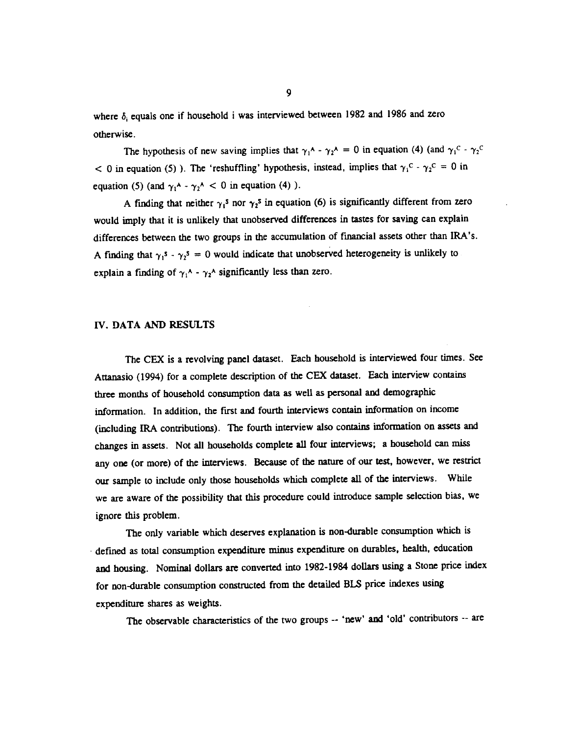where $\delta_i$ equals one if household i was interviewed between 1982 and 1986 and zero otherwise.

The hypothesis of new saving implies that $\gamma_1^A - \gamma_2^A = 0$ in equation (4) (and $\gamma_1^C - \gamma_2^C < 0$ in equation (5) ). The 'reshuffling' hypothesis, instead, implies that $\gamma_1^C - \gamma_2^C = 0$ in equation (5) (and $\gamma_1^A - \gamma_2^A < 0$ in equation (4) ).

A finding that neither $\gamma_1^S$ nor $\gamma_2^S$ in equation (6) is significantly different from zero would imply that it is unlikely that unobserved differences in tastes for saving can explain differences between the two groups in the accumulation of financial assets other than IRA's. A finding that $\gamma_1^S - \gamma_2^S = 0$ would indicate that unobserved heterogeneity is unlikely to explain a finding of $\gamma_1^A - \gamma_2^A$ significantly less than zero.

## IV. DATA AND RESULTS

The CEX is a revolving panel dataset. Each household is interviewed four times. See Attanasio (1994) for a complete description of the CEX dataset. Each interview contains three months of household consumption data as well as personal and demographic information. In addition, the first and fourth interviews contain information on income (including IRA contributions). The fourth interview also contains information on assets and changes in assets. Not all households complete all four interviews; a household can miss any one (or more) of the interviews. Because of the nature of our test, however, we restrict our sample to include only those households which complete all of the interviews. While we are aware of the possibility that this procedure could introduce sample selection bias, we ignore this problem.

The only variable which deserves explanation is non-durable consumption which is defined as total consumption expenditure minus expenditure on durables, health, education and housing. Nominal dollars are converted into 1982-1984 dollars using a Stone price index for non-durable consumption constructed from the detailed BLS price indexes using expenditure shares as weights.

The observable characteristics of the two groups -- 'new' and 'old' contributors -- are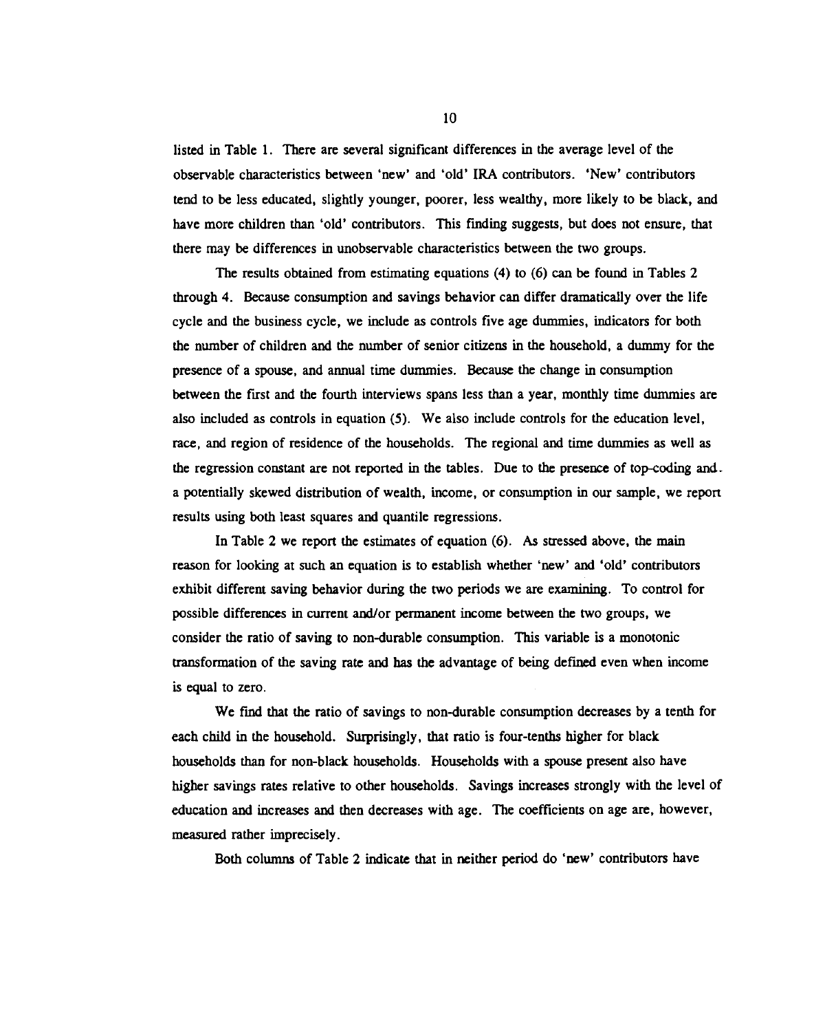listed in Table 1. There are several significant differences in the average level of the observable characteristics between 'new' and 'old' IRA contributors. 'New' contributors tend to be less educated, slightly younger, poorer, less wealthy, more likely to be black, and have more children than 'old' contributors. This finding suggests, but does not ensure, that there may be differences in unobservable characteristics between the two groups.

The results obtained from estimating equations (4) to (6) can be found in Tables 2 through 4. Because consumption and savings behavior can differ dramatically over the life cycle and the business cycle, we include as controls five age dummies, indicators for both the number of children and the number of senior citizens in the household, a dummy for the presence of a spouse, and annual time dummies. Because the change in consumption between the first and the fourth interviews spans less than a year, monthly time dummies are also included as controls in equation (5). We also include controls for the education level, race, and region of residence of the households. The regional and time dummies as well as the regression constant are not reported in the tables. Due to the presence of top-coding and a potentially skewed distribution of wealth, income, or consumption in our sample, we report results using both least squares and quantile regressions.

In Table 2 we report the estimates of equation (6). As stressed above, the main reason for looking at such an equation is to establish whether 'new' and 'old' contributors exhibit different saving behavior during the two periods we are examining. To control for possible differences in current and/or permanent income between the two groups, we consider the ratio of saving to non-durable consumption. This variable is a monotonic transformation of the saving rate and has the advantage of being defined even when income is equal to zero.

We find that the ratio of savings to non-durable consumption decreases by a tenth for each child in the household. Surprisingly, that ratio is four-tenths higher for black households than for non-black households. Households with a spouse present also have higher savings rates relative to other households. Savings increases strongly with the level of education and increases and then decreases with age. The coefficients on age are, however, measured rather imprecisely.

Both columns of Table 2 indicate that in neither period do 'new' contributors have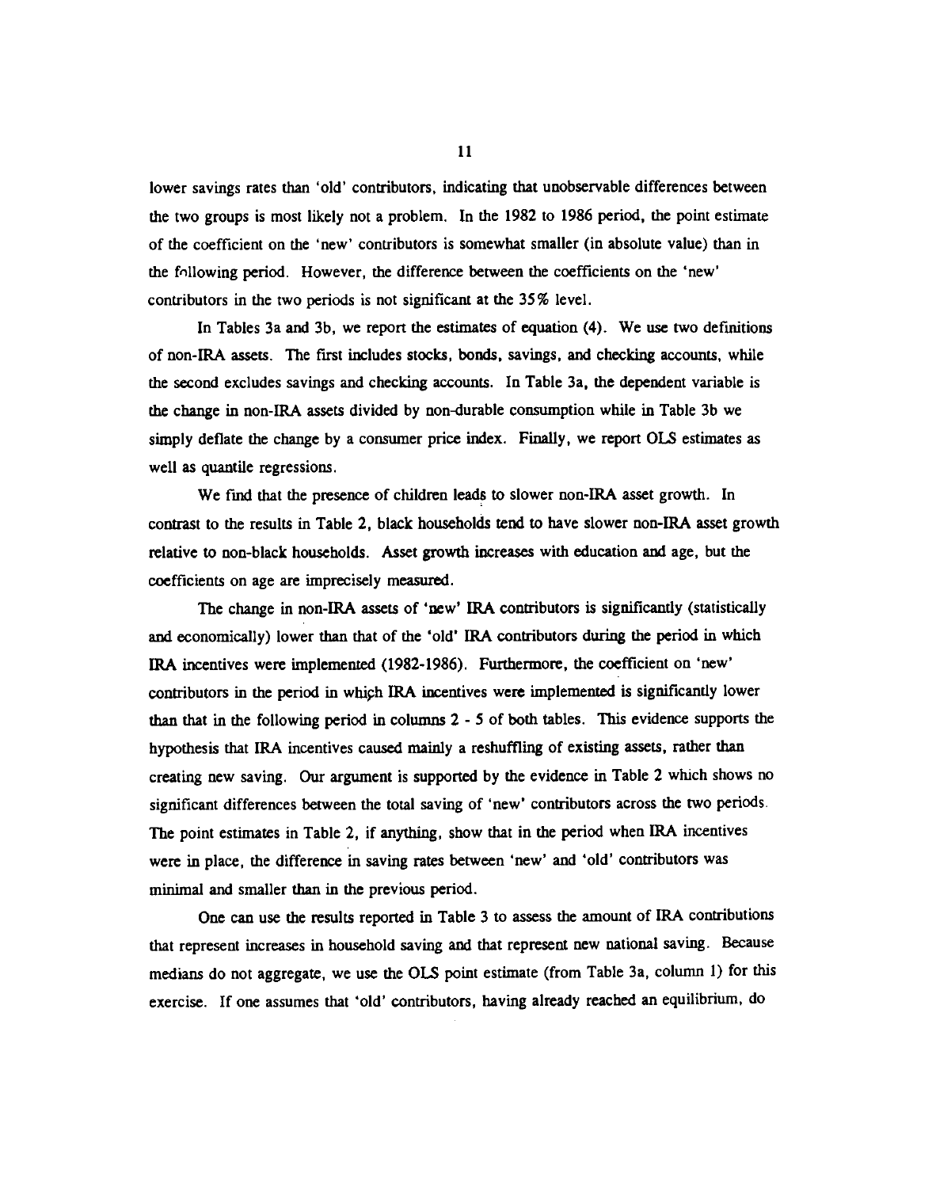lower savings rates than 'old' contributors, indicating that unobservable differences between the two groups is most likely not a problem. In the 1982 to 1986 period, the point estimate of the coefficient on the 'new' contributors is somewhat smaller (in absolute value) than in the following period. However, the difference between the coefficients on the 'new' contributors in the two periods is not significant at the 35% level.

In Tables 3a and 3b, we report the estimates of equation (4). We use two definitions of non-IRA assets. The first includes stocks, bonds, savings, and checking accounts, while the second excludes savings and checking accounts. In Table 3a, the dependent variable is the change in non-IRA assets divided by non-durable consumption while in Table 3b we simply deflate the change by a consumer price index. Finally, we report OLS estimates as well as quantile regressions.

We find that the presence of children leads to slower non-IRA asset growth. In contrast to the results in Table 2, black households tend to have slower non-IRA asset growth relative to non-black households. Asset growth increases with education and age, but the coefficients on age are imprecisely measured.

The change in non-IRA assets of 'new' IRA contributors is significantly (statistically and economically) lower than that of the 'old' IRA contributors during the period in which IRA incentives were implemented (1982-1986). Furthermore, the coefficient on 'new' contributors in the period in which IRA incentives were implemented is significantly lower than that in the following period in columns 2 - 5 of both tables. This evidence supports the hypothesis that IRA incentives caused mainly a reshuffling of existing assets, rather than creating new saving. Our argument is supported by the evidence in Table 2 which shows no significant differences between the total saving of 'new' contributors across the two periods. The point estimates in Table 2, if anything, show that in the period when IRA incentives were in place, the difference in saving rates between 'new' and 'old' contributors was minimal and smaller than in the previous period.

One can use the results reported in Table 3 to assess the amount of IRA contributions that represent increases in household saving and that represent new national saving. Because medians do not aggregate, we use the OLS point estimate (from Table 3a, column 1) for this exercise. If one assumes that 'old' contributors, having already reached an equilibrium, do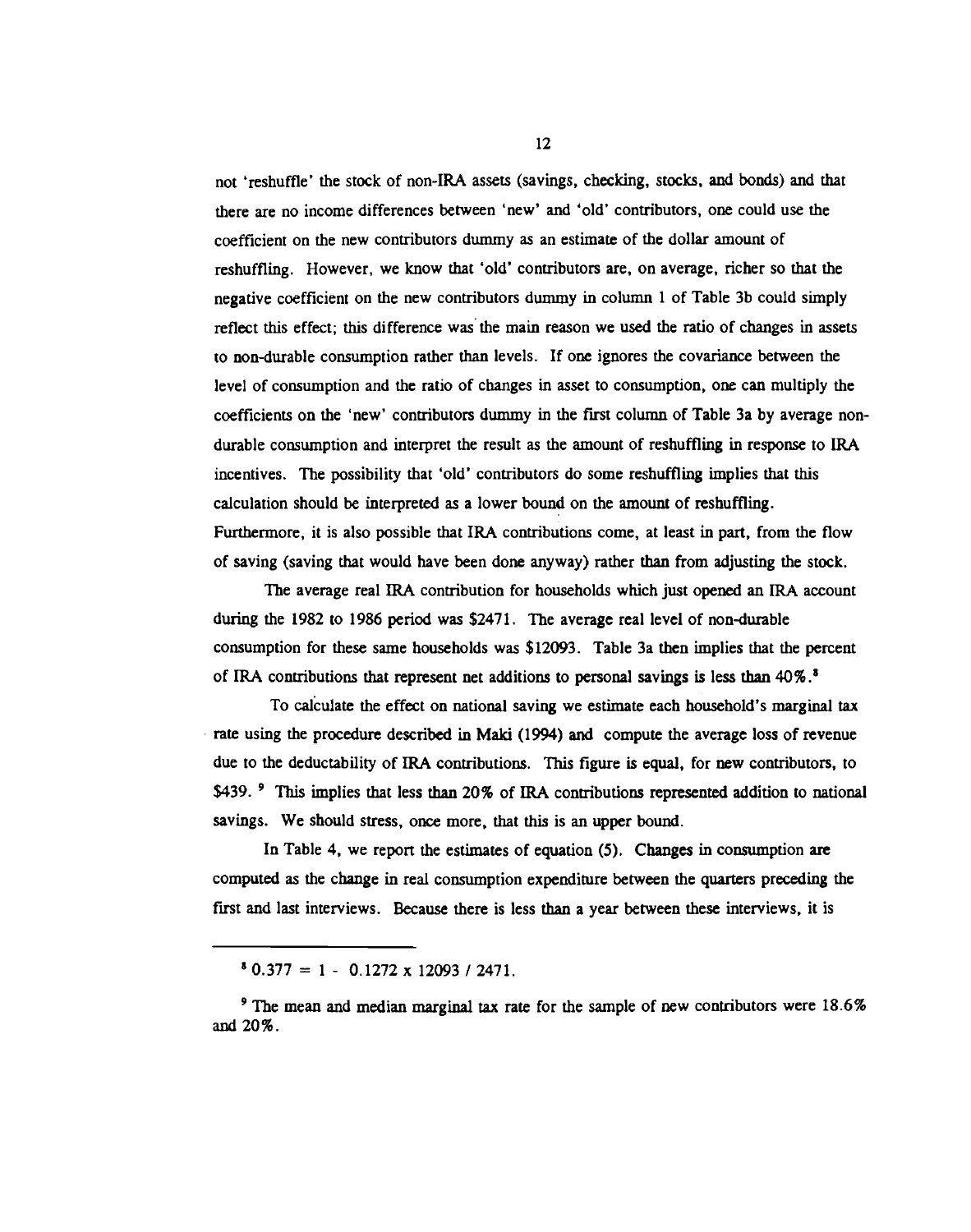not 'reshuffle' the stock of non-IRA assets (savings, checking, stocks, and bonds) and that there are no income differences between 'new' and 'old' contributors, one could use the coefficient on the new contributors dummy as an estimate of the dollar amount of reshuffling. However, we know that 'old' contributors are, on average, richer so that the negative coefficient on the new contributors dummy in column 1 of Table 3b could simply reflect this effect; this difference was the main reason we used the ratio of changes in assets to non-durable consumption rather than levels. If one ignores the covariance between the level of consumption and the ratio of changes in asset to consumption, one can multiply the coefficients on the 'new' contributors dummy in the first column of Table 3a by average non-durable consumption and interpret the result as the amount of reshuffling in response to IRA incentives. The possibility that 'old' contributors do some reshuffling implies that this calculation should be interpreted as a lower bound on the amount of reshuffling. Furthermore, it is also possible that IRA contributions come, at least in part, from the flow of saving (saving that would have been done anyway) rather than from adjusting the stock.

The average real IRA contribution for households which just opened an IRA account during the 1982 to 1986 period was $2471. The average real level of non-durable consumption for these same households was $12093. Table 3a then implies that the percent of IRA contributions that represent net additions to personal savings is less than 40%.[8]

To calculate the effect on national saving we estimate each household's marginal tax rate using the procedure described in Maki (1994) and compute the average loss of revenue due to the deductability of IRA contributions. This figure is equal, for new contributors, to $439.[9] This implies that less than 20% of IRA contributions represented addition to national savings. We should stress, once more, that this is an upper bound.

In Table 4, we report the estimates of equation (5). Changes in consumption are computed as the change in real consumption expenditure between the quarters preceding the first and last interviews. Because there is less than a year between these interviews, it is

---

[8] $0.377 = 1 - 0.1272 \times 12093 / 2471$.

[9] The mean and median marginal tax rate for the sample of new contributors were 18.6% and 20%.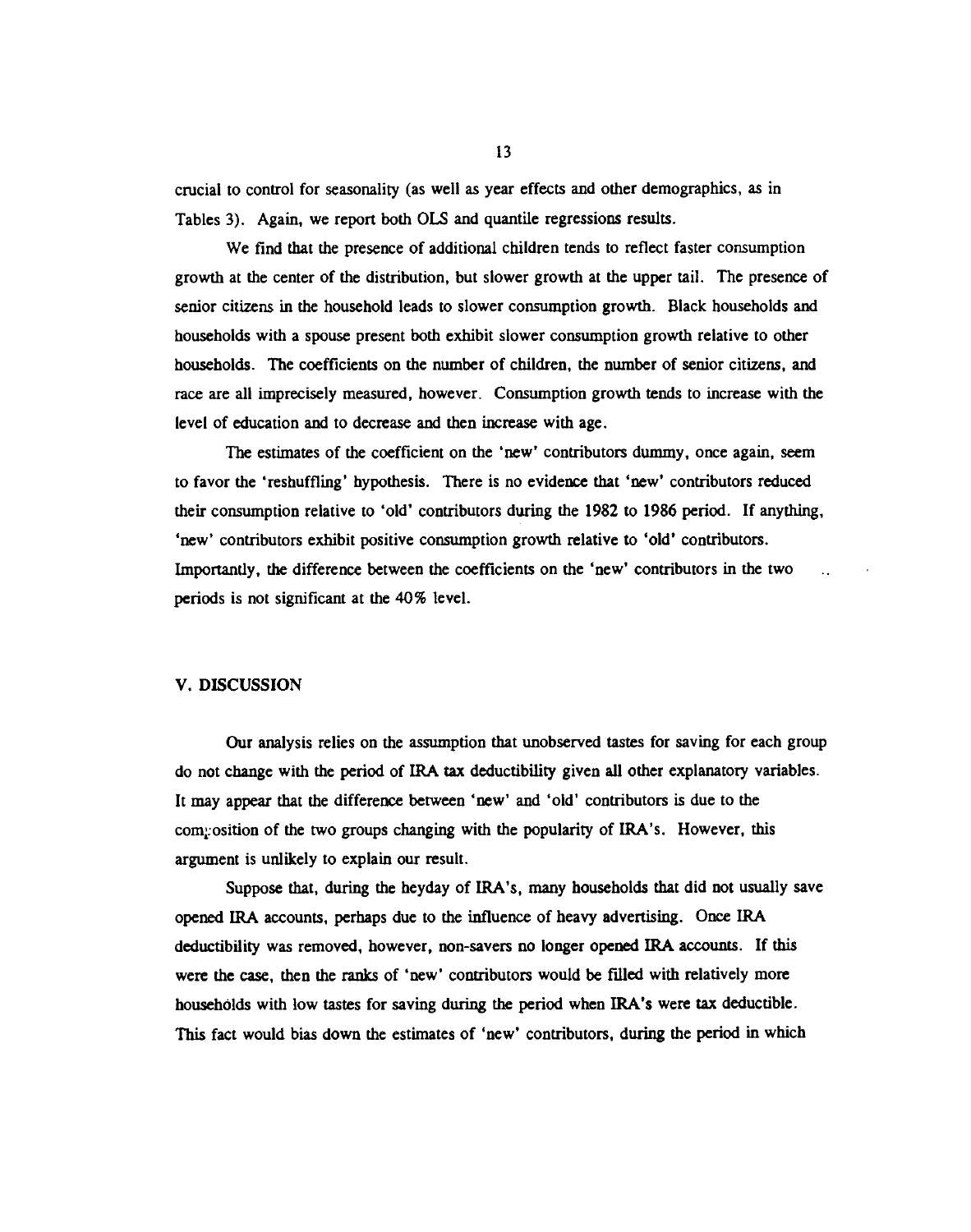crucial to control for seasonality (as well as year effects and other demographics, as in Tables 3). Again, we report both OLS and quantile regressions results.

We find that the presence of additional children tends to reflect faster consumption growth at the center of the distribution, but slower growth at the upper tail. The presence of senior citizens in the household leads to slower consumption growth. Black households and households with a spouse present both exhibit slower consumption growth relative to other households. The coefficients on the number of children, the number of senior citizens, and race are all imprecisely measured, however. Consumption growth tends to increase with the level of education and to decrease and then increase with age.

The estimates of the coefficient on the 'new' contributors dummy, once again, seem to favor the 'reshuffling' hypothesis. There is no evidence that 'new' contributors reduced their consumption relative to 'old' contributors during the 1982 to 1986 period. If anything, 'new' contributors exhibit positive consumption growth relative to 'old' contributors. Importantly, the difference between the coefficients on the 'new' contributors in the two periods is not significant at the 40% level.

## V. DISCUSSION

Our analysis relies on the assumption that unobserved tastes for saving for each group do not change with the period of IRA tax deductibility given all other explanatory variables. It may appear that the difference between 'new' and 'old' contributors is due to the composition of the two groups changing with the popularity of IRA's. However, this argument is unlikely to explain our result.

Suppose that, during the heyday of IRA's, many households that did not usually save opened IRA accounts, perhaps due to the influence of heavy advertising. Once IRA deductibility was removed, however, non-savers no longer opened IRA accounts. If this were the case, then the ranks of 'new' contributors would be filled with relatively more households with low tastes for saving during the period when IRA's were tax deductible. This fact would bias down the estimates of 'new' contributors, during the period in which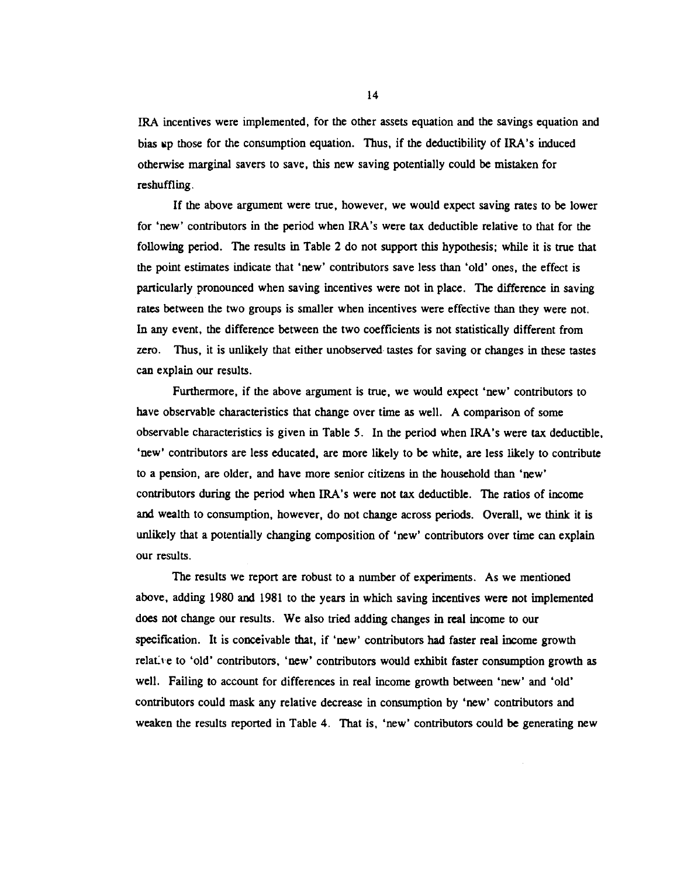IRA incentives were implemented, for the other assets equation and the savings equation and bias up those for the consumption equation. Thus, if the deductibility of IRA's induced otherwise marginal savers to save, this new saving potentially could be mistaken for reshuffling.

If the above argument were true, however, we would expect saving rates to be lower for 'new' contributors in the period when IRA's were tax deductible relative to that for the following period. The results in Table 2 do not support this hypothesis; while it is true that the point estimates indicate that 'new' contributors save less than 'old' ones, the effect is particularly pronounced when saving incentives were not in place. The difference in saving rates between the two groups is smaller when incentives were effective than they were not. In any event, the difference between the two coefficients is not statistically different from zero. Thus, it is unlikely that either unobserved tastes for saving or changes in these tastes can explain our results.

Furthermore, if the above argument is true, we would expect 'new' contributors to have observable characteristics that change over time as well. A comparison of some observable characteristics is given in Table 5. In the period when IRA's were tax deductible, 'new' contributors are less educated, are more likely to be white, are less likely to contribute to a pension, are older, and have more senior citizens in the household than 'new' contributors during the period when IRA's were not tax deductible. The ratios of income and wealth to consumption, however, do not change across periods. Overall, we think it is unlikely that a potentially changing composition of 'new' contributors over time can explain our results.

The results we report are robust to a number of experiments. As we mentioned above, adding 1980 and 1981 to the years in which saving incentives were not implemented does not change our results. We also tried adding changes in real income to our specification. It is conceivable that, if 'new' contributors had faster real income growth relative to 'old' contributors, 'new' contributors would exhibit faster consumption growth as well. Failing to account for differences in real income growth between 'new' and 'old' contributors could mask any relative decrease in consumption by 'new' contributors and weaken the results reported in Table 4. That is, 'new' contributors could be generating new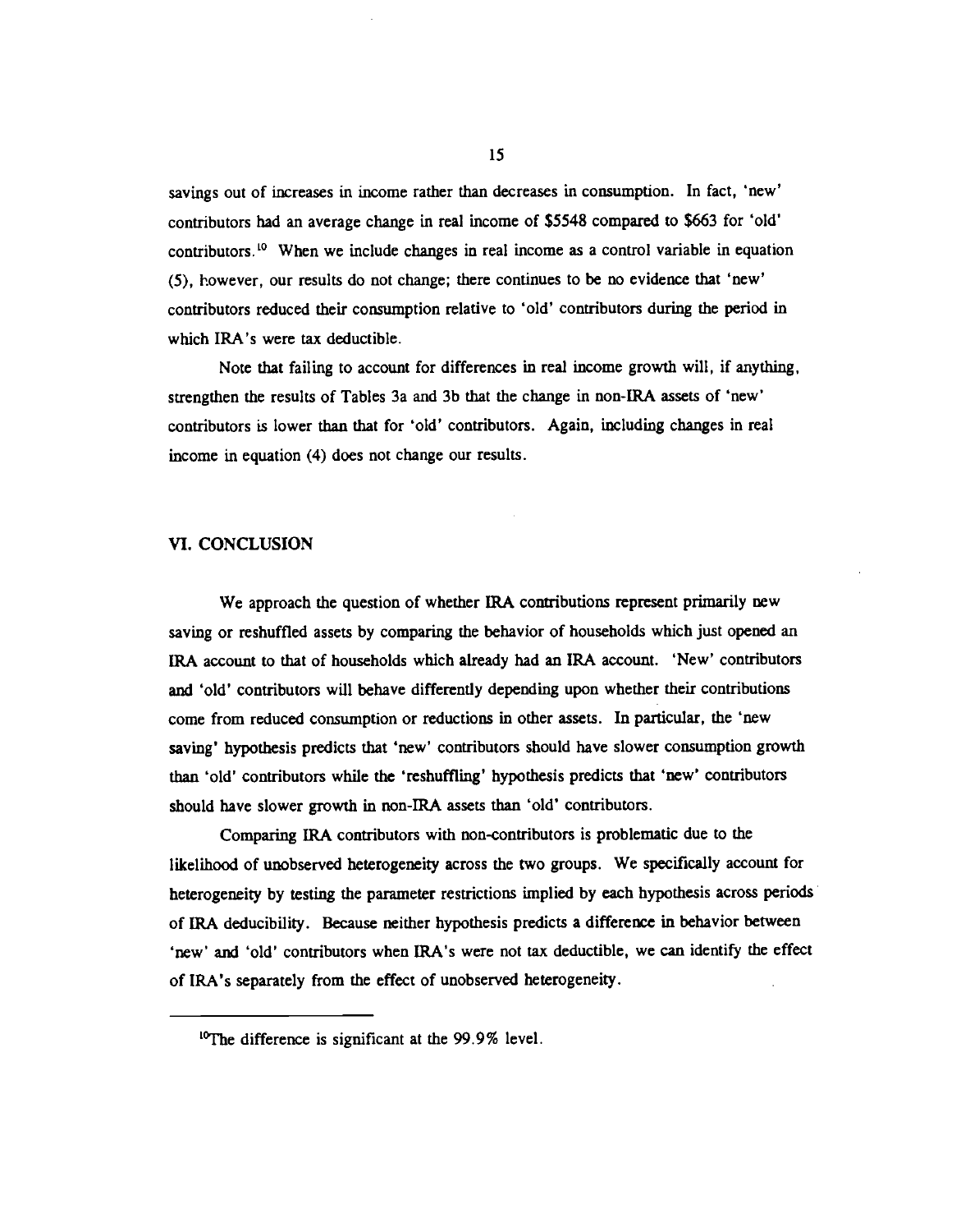savings out of increases in income rather than decreases in consumption. In fact, 'new' contributors had an average change in real income of $5548 compared to $663 for 'old' contributors.[10] When we include changes in real income as a control variable in equation (5), however, our results do not change; there continues to be no evidence that 'new' contributors reduced their consumption relative to 'old' contributors during the period in which IRA's were tax deductible.

Note that failing to account for differences in real income growth will, if anything, strengthen the results of Tables 3a and 3b that the change in non-IRA assets of 'new' contributors is lower than that for 'old' contributors. Again, including changes in real income in equation (4) does not change our results.

## VI. CONCLUSION

We approach the question of whether IRA contributions represent primarily new saving or reshuffled assets by comparing the behavior of households which just opened an IRA account to that of households which already had an IRA account. 'New' contributors and 'old' contributors will behave differently depending upon whether their contributions come from reduced consumption or reductions in other assets. In particular, the 'new saving' hypothesis predicts that 'new' contributors should have slower consumption growth than 'old' contributors while the 'reshuffling' hypothesis predicts that 'new' contributors should have slower growth in non-IRA assets than 'old' contributors.

Comparing IRA contributors with non-contributors is problematic due to the likelihood of unobserved heterogeneity across the two groups. We specifically account for heterogeneity by testing the parameter restrictions implied by each hypothesis across periods of IRA deducibility. Because neither hypothesis predicts a difference in behavior between 'new' and 'old' contributors when IRA's were not tax deductible, we can identify the effect of IRA's separately from the effect of unobserved heterogeneity.

---

[10] The difference is significant at the 99.9% level.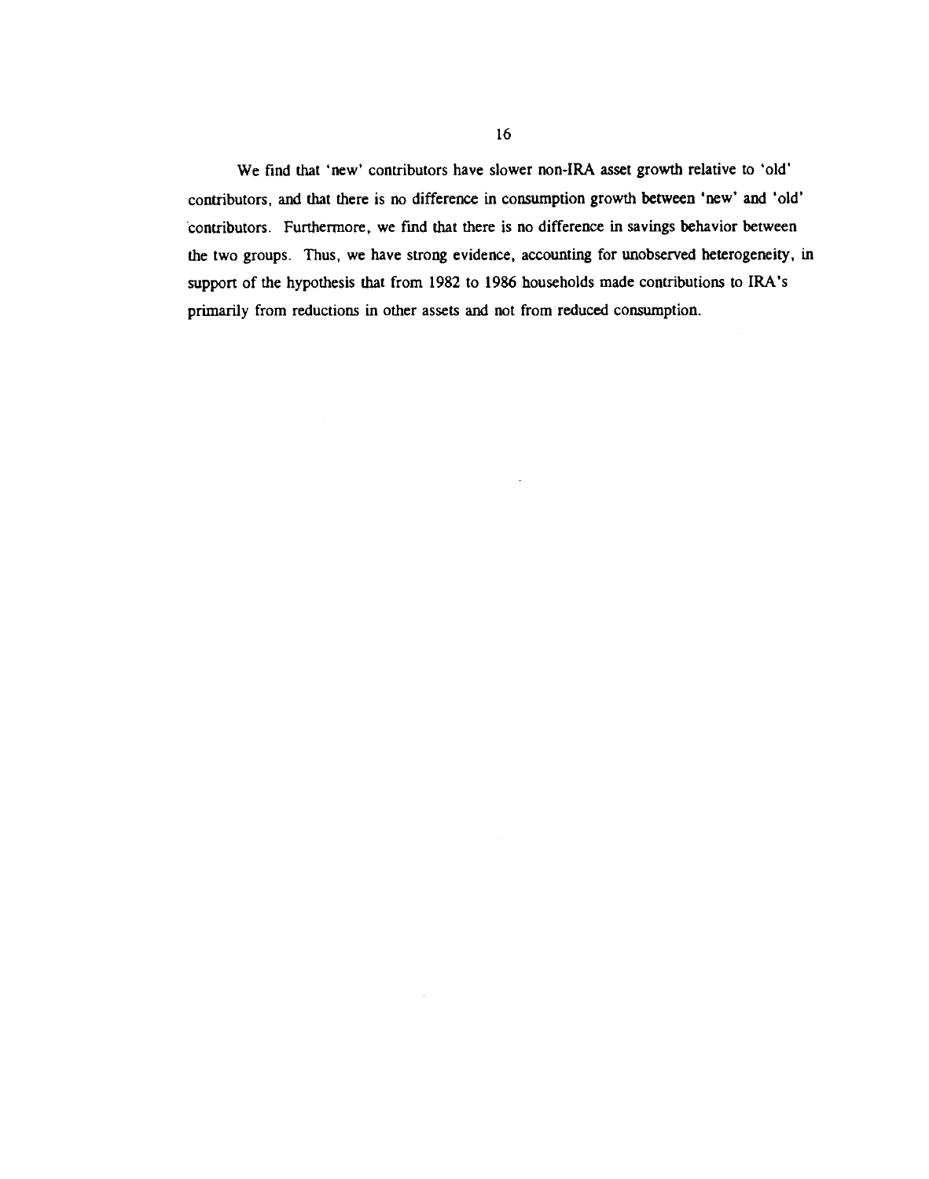We find that 'new' contributors have slower non-IRA asset growth relative to 'old' contributors, and that there is no difference in consumption growth between 'new' and 'old' contributors. Furthermore, we find that there is no difference in savings behavior between the two groups. Thus, we have strong evidence, accounting for unobserved heterogeneity, in support of the hypothesis that from 1982 to 1986 households made contributions to IRA's primarily from reductions in other assets and not from reduced consumption.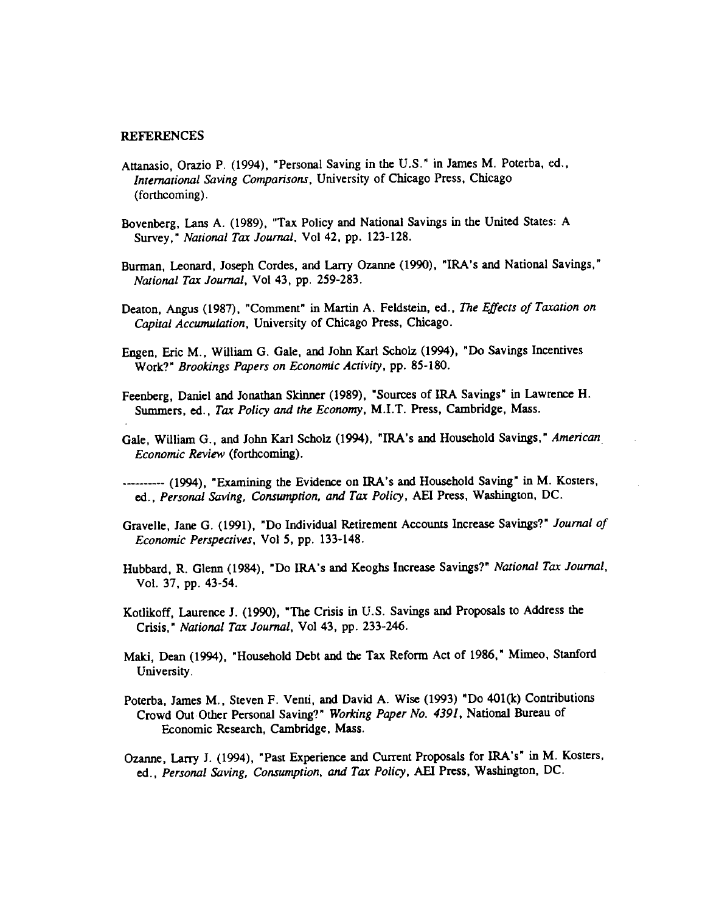## REFERENCES

Attanasio, Orazio P. (1994), "Personal Saving in the U.S." in James M. Poterba, ed., *International Saving Comparisons*, University of Chicago Press, Chicago (forthcoming).

Bovenberg, Lans A. (1989), "Tax Policy and National Savings in the United States: A Survey," *National Tax Journal*, Vol 42, pp. 123-128.

Burman, Leonard, Joseph Cordes, and Larry Ozanne (1990), "IRA's and National Savings," *National Tax Journal*, Vol 43, pp. 259-283.

Deaton, Angus (1987), "Comment" in Martin A. Feldstein, ed., *The Effects of Taxation on Capital Accumulation*, University of Chicago Press, Chicago.

Engen, Eric M., William G. Gale, and John Karl Scholz (1994), "Do Savings Incentives Work?" *Brookings Papers on Economic Activity*, pp. 85-180.

Feenberg, Daniel and Jonathan Skinner (1989), "Sources of IRA Savings" in Lawrence H. Summers, ed., *Tax Policy and the Economy*, M.I.T. Press, Cambridge, Mass.

Gale, William G., and John Karl Scholz (1994), "IRA's and Household Savings," *American Economic Review* (forthcoming).

---------- (1994), "Examining the Evidence on IRA's and Household Saving" in M. Kosters, ed., *Personal Saving, Consumption, and Tax Policy*, AEI Press, Washington, DC.

Gravelle, Jane G. (1991), "Do Individual Retirement Accounts Increase Savings?" *Journal of Economic Perspectives*, Vol 5, pp. 133-148.

Hubbard, R. Glenn (1984), "Do IRA's and Keoghs Increase Savings?" *National Tax Journal*, Vol. 37, pp. 43-54.

Kotlikoff, Laurence J. (1990), "The Crisis in U.S. Savings and Proposals to Address the Crisis," *National Tax Journal*, Vol 43, pp. 233-246.

Maki, Dean (1994), "Household Debt and the Tax Reform Act of 1986," Mimeo, Stanford University.

Poterba, James M., Steven F. Venti, and David A. Wise (1993) "Do 401(k) Contributions Crowd Out Other Personal Saving?" *Working Paper No. 4391*, National Bureau of Economic Research, Cambridge, Mass.

Ozanne, Larry J. (1994), "Past Experience and Current Proposals for IRA's" in M. Kosters, ed., *Personal Saving, Consumption, and Tax Policy*, AEI Press, Washington, DC.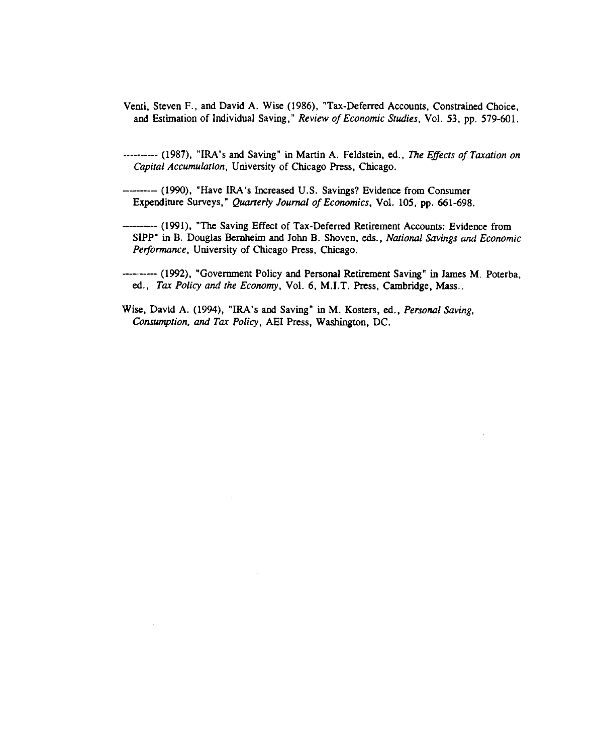Venti, Steven F., and David A. Wise (1986), "Tax-Deferred Accounts, Constrained Choice, and Estimation of Individual Saving," *Review of Economic Studies*, Vol. 53, pp. 579-601.

---------- (1987), "IRA's and Saving" in Martin A. Feldstein, ed., *The Effects of Taxation on Capital Accumulation*, University of Chicago Press, Chicago.

---------- (1990), "Have IRA's Increased U.S. Savings? Evidence from Consumer Expenditure Surveys," *Quarterly Journal of Economics*, Vol. 105, pp. 661-698.

---------- (1991), "The Saving Effect of Tax-Deferred Retirement Accounts: Evidence from SIPP" in B. Douglas Bernheim and John B. Shoven, eds., *National Savings and Economic Performance*, University of Chicago Press, Chicago.

---------- (1992), "Government Policy and Personal Retirement Saving" in James M. Poterba, ed., *Tax Policy and the Economy*, Vol. 6, M.I.T. Press, Cambridge, Mass..

Wise, David A. (1994), "IRA's and Saving" in M. Kosters, ed., *Personal Saving, Consumption, and Tax Policy*, AEI Press, Washington, DC.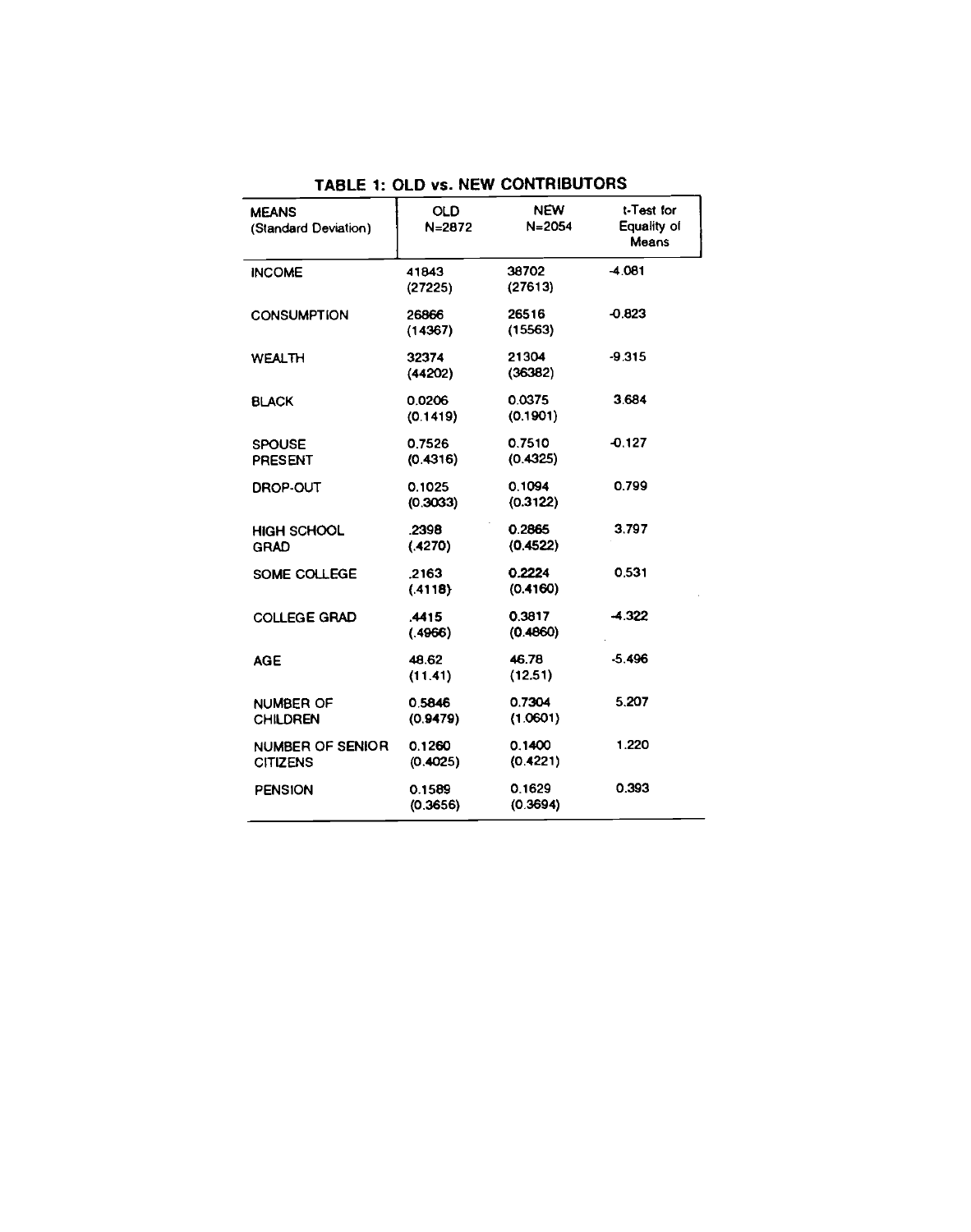**TABLE 1: OLD vs. NEW CONTRIBUTORS**

| MEANS (Standard Deviation) | OLD N=2872 | NEW N=2054 | t-Test for Equality of Means |
|---|---|---|---|
| INCOME | 41843 (27225) | 38702 (27613) | -4.081 |
| CONSUMPTION | 26866 (14367) | 26516 (15563) | -0.823 |
| WEALTH | 32374 (44202) | 21304 (36382) | -9.315 |
| BLACK | 0.0206 (0.1419) | 0.0375 (0.1901) | 3.684 |
| SPOUSE PRESENT | 0.7526 (0.4316) | 0.7510 (0.4325) | -0.127 |
| DROP-OUT | 0.1025 (0.3033) | 0.1094 (0.3122) | 0.799 |
| HIGH SCHOOL GRAD | .2398 (.4270) | 0.2865 (0.4522) | 3.797 |
| SOME COLLEGE | .2163 (.4118) | 0.2224 (0.4160) | 0.531 |
| COLLEGE GRAD | .4415 (.4966) | 0.3817 (0.4860) | -4.322 |
| AGE | 48.62 (11.41) | 46.78 (12.51) | -5.496 |
| NUMBER OF CHILDREN | 0.5846 (0.9479) | 0.7304 (1.0601) | 5.207 |
| NUMBER OF SENIOR CITIZENS | 0.1260 (0.4025) | 0.1400 (0.4221) | 1.220 |
| PENSION | 0.1589 (0.3656) | 0.1629 (0.3694) | 0.393 |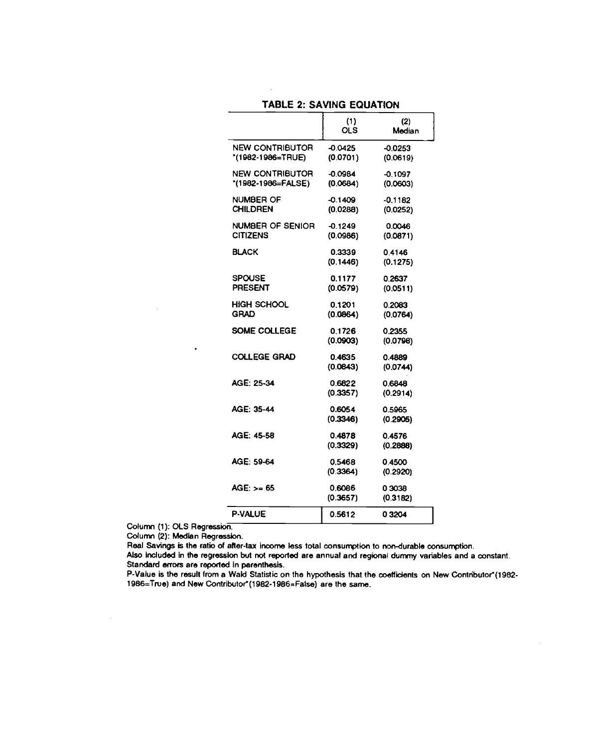## TABLE 2: SAVING EQUATION

| | (1) OLS | (2) Median |
|---|---|---|
| NEW CONTRIBUTOR *(1982-1986=TRUE) | -0.0425 (0.0701) | -0.0253 (0.0619) |
| NEW CONTRIBUTOR *(1982-1986=FALSE) | -0.0984 (0.0684) | -0.1097 (0.0603) |
| NUMBER OF CHILDREN | -0.1409 (0.0288) | -0.1182 (0.0252) |
| NUMBER OF SENIOR CITIZENS | -0.1249 (0.0986) | 0.0046 (0.0871) |
| BLACK | 0.3339 (0.1446) | 0.4146 (0.1275) |
| SPOUSE PRESENT | 0.1177 (0.0579) | 0.2637 (0.0511) |
| HIGH SCHOOL GRAD | 0.1201 (0.0864) | 0.2083 (0.0764) |
| SOME COLLEGE | 0.1726 (0.0903) | 0.2355 (0.0798) |
| COLLEGE GRAD | 0.4635 (0.0843) | 0.4889 (0.0744) |
| AGE: 25-34 | 0.6822 (0.3357) | 0.6848 (0.2914) |
| AGE: 35-44 | 0.6054 (0.3346) | 0.5965 (0.2905) |
| AGE: 45-58 | 0.4878 (0.3329) | 0.4576 (0.2888) |
| AGE: 59-64 | 0.5468 (0.3364) | 0.4500 (0.2920) |
| AGE: >= 65 | 0.6086 (0.3657) | 0.3038 (0.3182) |
| P-VALUE | 0.5612 | 0.3204 |

Column (1): OLS Regression.
Column (2): Median Regression.
Real Savings is the ratio of after-tax income less total consumption to non-durable consumption.
Also included in the regression but not reported are annual and regional dummy variables and a constant.
Standard errors are reported in parenthesis.
P-Value is the result from a Wald Statistic on the hypothesis that the coefficients on New Contributor*(1982-1986=True) and New Contributor*(1982-1986=False) are the same.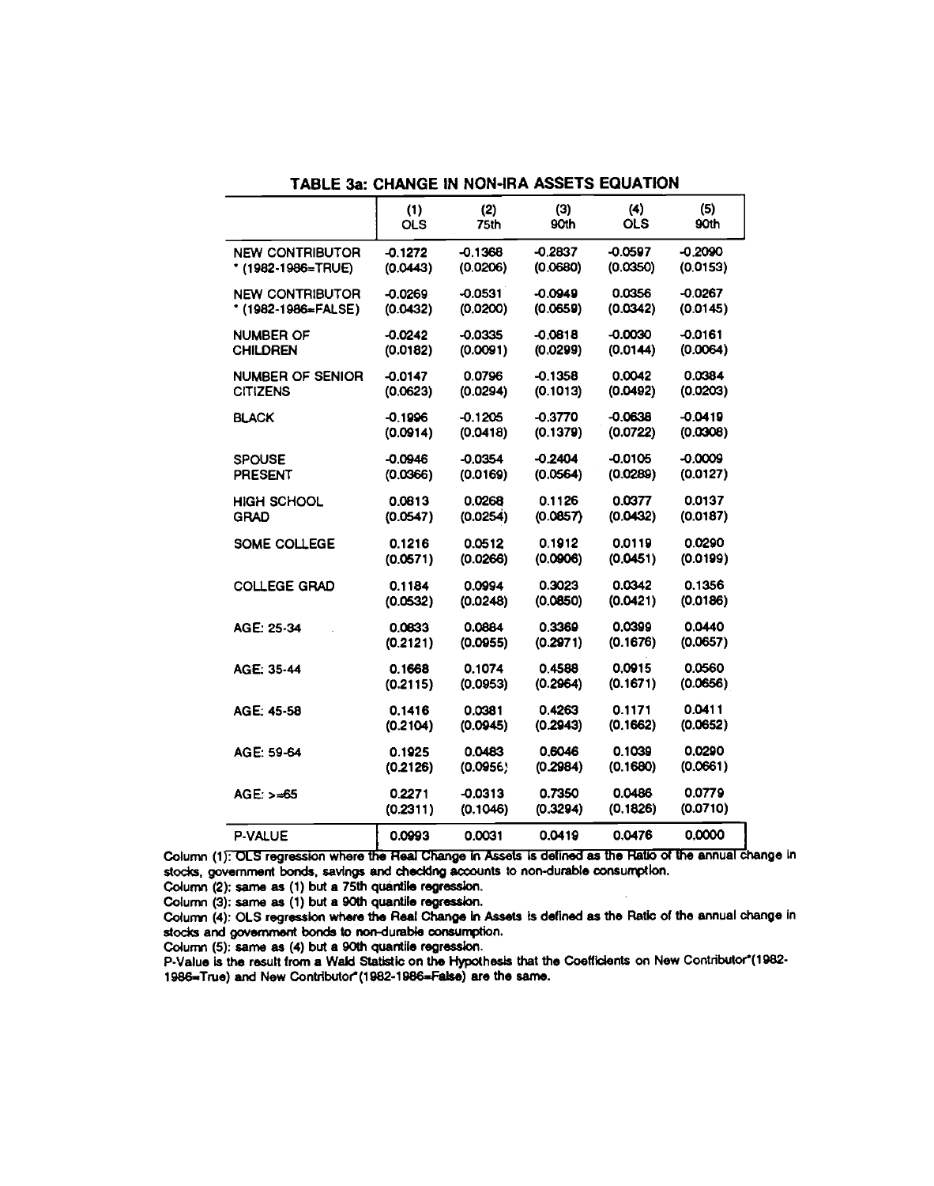## TABLE 3a: CHANGE IN NON-IRA ASSETS EQUATION

| | (1) OLS | (2) 75th | (3) 90th | (4) OLS | (5) 90th |
|---|---|---|---|---|---|
| NEW CONTRIBUTOR * (1982-1986=TRUE) | -0.1272 | -0.1368 | -0.2837 | -0.0597 | -0.2090 |
| | (0.0443) | (0.0206) | (0.0680) | (0.0350) | (0.0153) |
| NEW CONTRIBUTOR * (1982-1986=FALSE) | -0.0269 | -0.0531 | -0.0949 | 0.0356 | -0.0267 |
| | (0.0432) | (0.0200) | (0.0659) | (0.0342) | (0.0145) |
| NUMBER OF CHILDREN | -0.0242 | -0.0335 | -0.0818 | -0.0030 | -0.0161 |
| | (0.0182) | (0.0091) | (0.0299) | (0.0144) | (0.0064) |
| NUMBER OF SENIOR CITIZENS | -0.0147 | 0.0796 | -0.1358 | 0.0042 | 0.0384 |
| | (0.0623) | (0.0294) | (0.1013) | (0.0492) | (0.0203) |
| BLACK | -0.1996 | -0.1205 | -0.3770 | -0.0638 | -0.0419 |
| | (0.0914) | (0.0418) | (0.1379) | (0.0722) | (0.0308) |
| SPOUSE PRESENT | -0.0946 | -0.0354 | -0.2404 | -0.0105 | -0.0009 |
| | (0.0366) | (0.0169) | (0.0564) | (0.0289) | (0.0127) |
| HIGH SCHOOL GRAD | 0.0813 | 0.0268 | 0.1126 | 0.0377 | 0.0137 |
| | (0.0547) | (0.0254) | (0.0857) | (0.0432) | (0.0187) |
| SOME COLLEGE | 0.1216 | 0.0512 | 0.1912 | 0.0119 | 0.0290 |
| | (0.0571) | (0.0266) | (0.0906) | (0.0451) | (0.0199) |
| COLLEGE GRAD | 0.1184 | 0.0994 | 0.3023 | 0.0342 | 0.1356 |
| | (0.0532) | (0.0248) | (0.0850) | (0.0421) | (0.0186) |
| AGE: 25-34 | 0.0833 | 0.0884 | 0.3369 | 0.0399 | 0.0440 |
| | (0.2121) | (0.0955) | (0.2971) | (0.1676) | (0.0657) |
| AGE: 35-44 | 0.1668 | 0.1074 | 0.4588 | 0.0915 | 0.0560 |
| | (0.2115) | (0.0953) | (0.2964) | (0.1671) | (0.0656) |
| AGE: 45-58 | 0.1416 | 0.0381 | 0.4263 | 0.1171 | 0.0411 |
| | (0.2104) | (0.0945) | (0.2943) | (0.1662) | (0.0652) |
| AGE: 59-64 | 0.1925 | 0.0483 | 0.6046 | 0.1039 | 0.0290 |
| | (0.2126) | (0.0956) | (0.2984) | (0.1680) | (0.0661) |
| AGE: >=65 | 0.2271 | -0.0313 | 0.7350 | 0.0486 | 0.0779 |
| | (0.2311) | (0.1046) | (0.3294) | (0.1826) | (0.0710) |
| P-VALUE | 0.0993 | 0.0031 | 0.0419 | 0.0476 | 0.0000 |

Column (1): OLS regression where the Real Change in Assets is defined as the Ratio of the annual change in stocks, government bonds, savings and checking accounts to non-durable consumption.
Column (2): same as (1) but a 75th quantile regression.
Column (3): same as (1) but a 90th quantile regression.
Column (4): OLS regression where the Real Change in Assets is defined as the Ratio of the annual change in stocks and government bonds to non-durable consumption.
Column (5): same as (4) but a 90th quantile regression.
P-Value is the result from a Wald Statistic on the Hypothesis that the Coefficients on New Contributor*(1982-1986=True) and New Contributor*(1982-1986=False) are the same.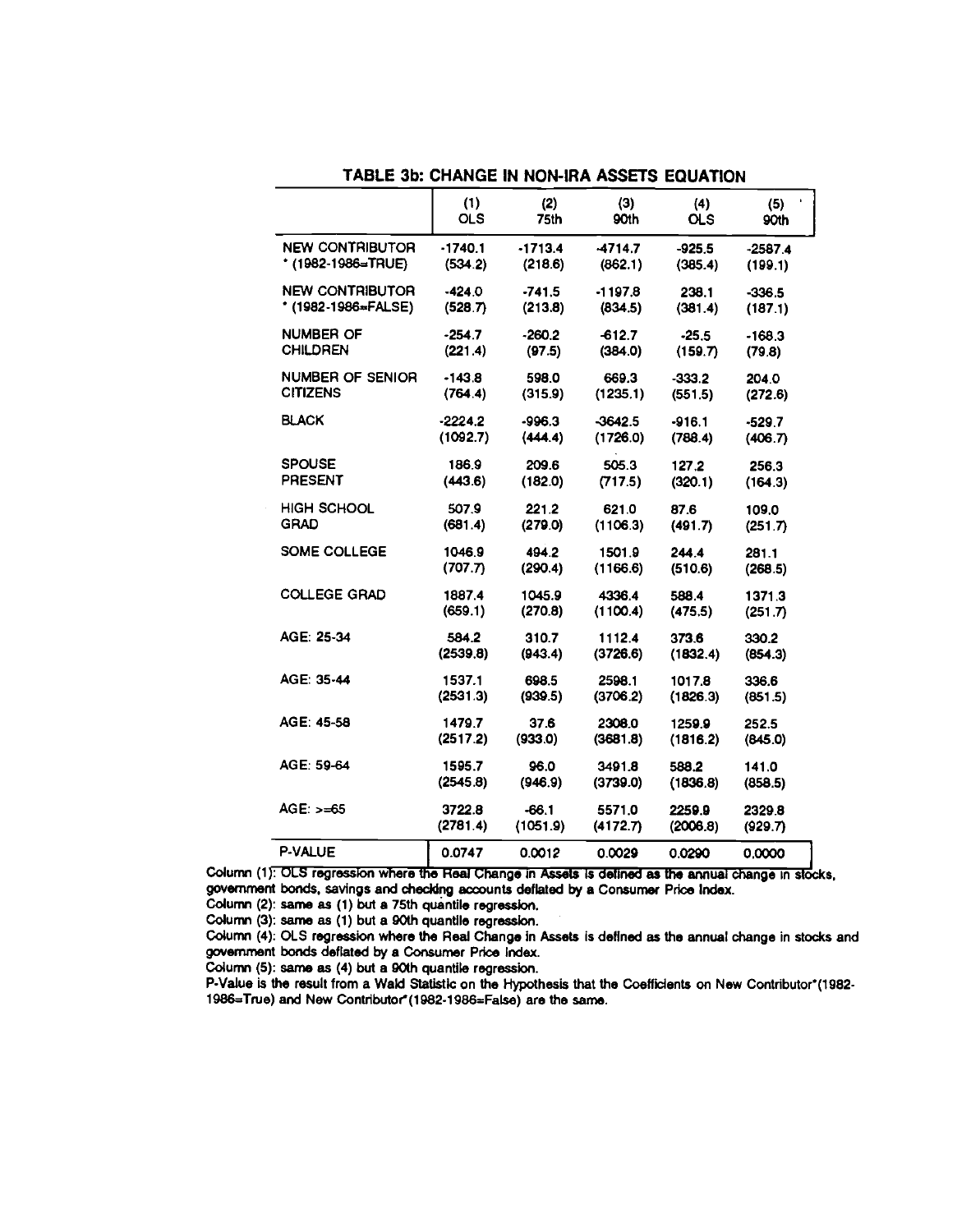## TABLE 3b: CHANGE IN NON-IRA ASSETS EQUATION

| | (1) OLS | (2) 75th | (3) 90th | (4) OLS | (5) 90th |
|---|---|---|---|---|---|
| NEW CONTRIBUTOR * (1982-1986=TRUE) | -1740.1 (534.2) | -1713.4 (218.6) | -4714.7 (862.1) | -925.5 (385.4) | -2587.4 (199.1) |
| NEW CONTRIBUTOR * (1982-1986=FALSE) | -424.0 (528.7) | -741.5 (213.8) | -1197.8 (834.5) | 238.1 (381.4) | -336.5 (187.1) |
| NUMBER OF CHILDREN | -254.7 (221.4) | -260.2 (97.5) | -612.7 (384.0) | -25.5 (159.7) | -168.3 (79.8) |
| NUMBER OF SENIOR CITIZENS | -143.8 (764.4) | 598.0 (315.9) | 669.3 (1235.1) | -333.2 (551.5) | 204.0 (272.6) |
| BLACK | -2224.2 (1092.7) | -996.3 (444.4) | -3642.5 (1726.0) | -916.1 (788.4) | -529.7 (406.7) |
| SPOUSE PRESENT | 186.9 (443.6) | 209.6 (182.0) | 505.3 (717.5) | 127.2 (320.1) | 256.3 (164.3) |
| HIGH SCHOOL GRAD | 507.9 (681.4) | 221.2 (279.0) | 621.0 (1106.3) | 87.6 (491.7) | 109.0 (251.7) |
| SOME COLLEGE | 1046.9 (707.7) | 494.2 (290.4) | 1501.9 (1166.6) | 244.4 (510.6) | 281.1 (268.5) |
| COLLEGE GRAD | 1887.4 (659.1) | 1045.9 (270.8) | 4336.4 (1100.4) | 588.4 (475.5) | 1371.3 (251.7) |
| AGE: 25-34 | 584.2 (2539.8) | 310.7 (943.4) | 1112.4 (3726.6) | 373.6 (1832.4) | 330.2 (854.3) |
| AGE: 35-44 | 1537.1 (2531.3) | 698.5 (939.5) | 2598.1 (3706.2) | 1017.8 (1826.3) | 336.6 (851.5) |
| AGE: 45-58 | 1479.7 (2517.2) | 37.6 (933.0) | 2308.0 (3681.8) | 1259.9 (1816.2) | 252.5 (845.0) |
| AGE: 59-64 | 1595.7 (2545.8) | 96.0 (946.9) | 3491.8 (3739.0) | 588.2 (1836.8) | 141.0 (858.5) |
| AGE: >=65 | 3722.8 (2781.4) | -66.1 (1051.9) | 5571.0 (4172.7) | 2259.9 (2006.8) | 2329.8 (929.7) |
| P-VALUE | 0.0747 | 0.0012 | 0.0029 | 0.0290 | 0.0000 |

Column (1): OLS regression where the Real Change in Assets is defined as the annual change in stocks, government bonds, savings and checking accounts deflated by a Consumer Price Index.
Column (2): same as (1) but a 75th quantile regression.
Column (3): same as (1) but a 90th quantile regression.
Column (4): OLS regression where the Real Change in Assets is defined as the annual change in stocks and government bonds deflated by a Consumer Price Index.
Column (5): same as (4) but a 90th quantile regression.
P-Value is the result from a Wald Statistic on the Hypothesis that the Coefficients on New Contributor*(1982-1986=True) and New Contributor*(1982-1986=False) are the same.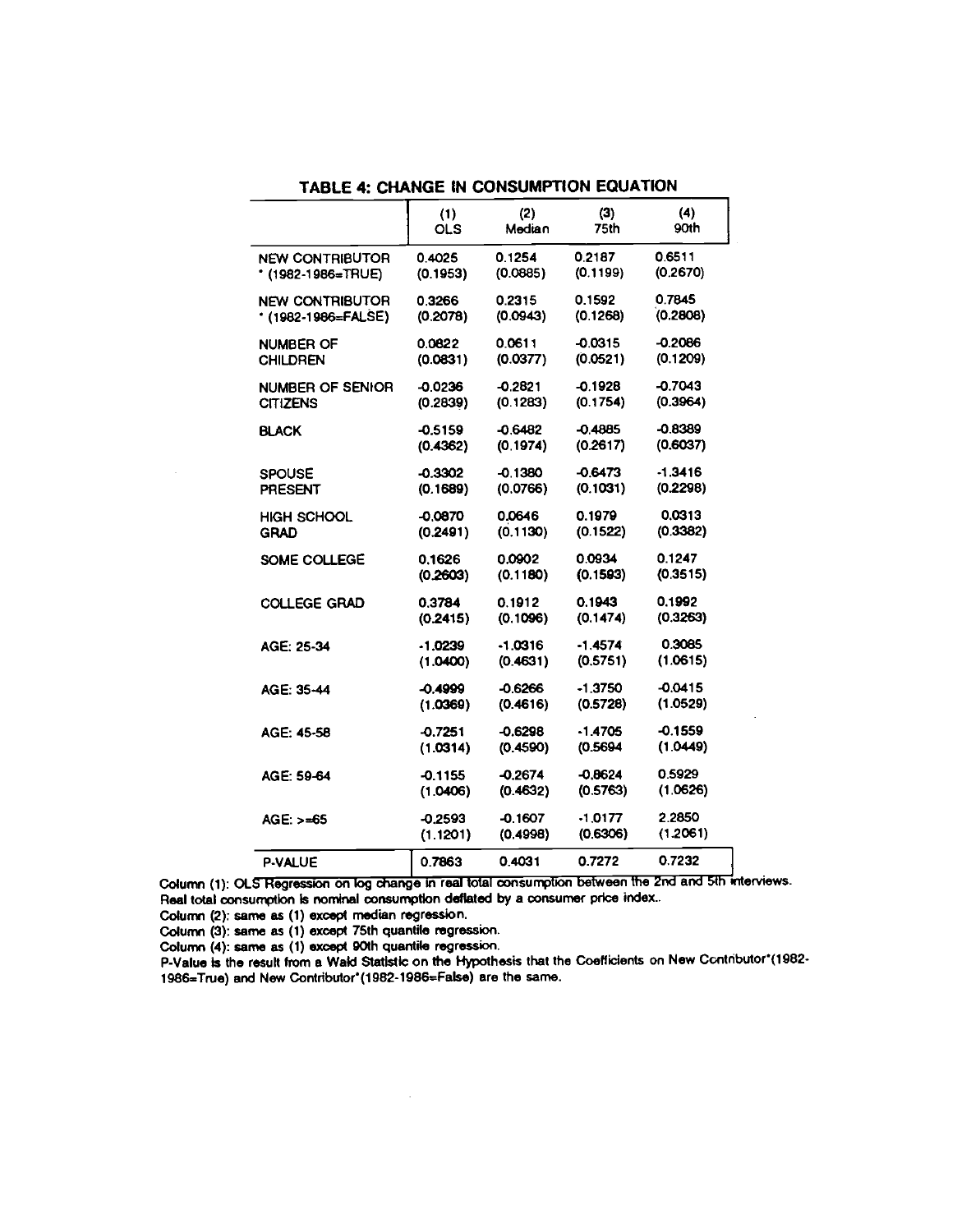## TABLE 4: CHANGE IN CONSUMPTION EQUATION

| | (1) OLS | (2) Median | (3) 75th | (4) 90th |
|---|---|---|---|---|
| NEW CONTRIBUTOR * (1982-1986=TRUE) | 0.4025 (0.1953) | 0.1254 (0.0885) | 0.2187 (0.1199) | 0.6511 (0.2670) |
| NEW CONTRIBUTOR * (1982-1986=FALSE) | 0.3266 (0.2078) | 0.2315 (0.0943) | 0.1592 (0.1268) | 0.7845 (0.2808) |
| NUMBER OF CHILDREN | 0.0822 (0.0831) | 0.0611 (0.0377) | -0.0315 (0.0521) | -0.2086 (0.1209) |
| NUMBER OF SENIOR CITIZENS | -0.0236 (0.2839) | -0.2821 (0.1283) | -0.1928 (0.1754) | -0.7043 (0.3964) |
| BLACK | -0.5159 (0.4362) | -0.6482 (0.1974) | -0.4885 (0.2617) | -0.8389 (0.6037) |
| SPOUSE PRESENT | -0.3302 (0.1689) | -0.1380 (0.0766) | -0.6473 (0.1031) | -1.3416 (0.2298) |
| HIGH SCHOOL GRAD | -0.0870 (0.2491) | 0.0646 (0.1130) | 0.1979 (0.1522) | 0.0313 (0.3382) |
| SOME COLLEGE | 0.1626 (0.2603) | 0.0902 (0.1180) | 0.0934 (0.1593) | 0.1247 (0.3515) |
| COLLEGE GRAD | 0.3784 (0.2415) | 0.1912 (0.1096) | 0.1943 (0.1474) | 0.1992 (0.3263) |
| AGE: 25-34 | -1.0239 (1.0400) | -1.0316 (0.4631) | -1.4574 (0.5751) | 0.3085 (1.0615) |
| AGE: 35-44 | -0.4999 (1.0369) | -0.6266 (0.4616) | -1.3750 (0.5728) | -0.0415 (1.0529) |
| AGE: 45-58 | -0.7251 (1.0314) | -0.6298 (0.4590) | -1.4705 (0.5694 | -0.1559 (1.0449) |
| AGE: 59-64 | -0.1155 (1.0406) | -0.2674 (0.4632) | -0.8624 (0.5763) | 0.5929 (1.0626) |
| AGE: >=65 | -0.2593 (1.1201) | -0.1607 (0.4998) | -1.0177 (0.6306) | 2.2850 (1.2061) |
| P-VALUE | 0.7863 | 0.4031 | 0.7272 | 0.7232 |

Column (1): OLS Regression on log change in real total consumption between the 2nd and 5th interviews. Real total consumption is nominal consumption deflated by a consumer price index..

Column (2): same as (1) except median regression.

Column (3): same as (1) except 75th quantile regression.

Column (4): same as (1) except 90th quantile regression.

P-Value is the result from a Wald Statistic on the Hypothesis that the Coefficients on New Contributor*(1982-1986=True) and New Contributor*(1982-1986=False) are the same.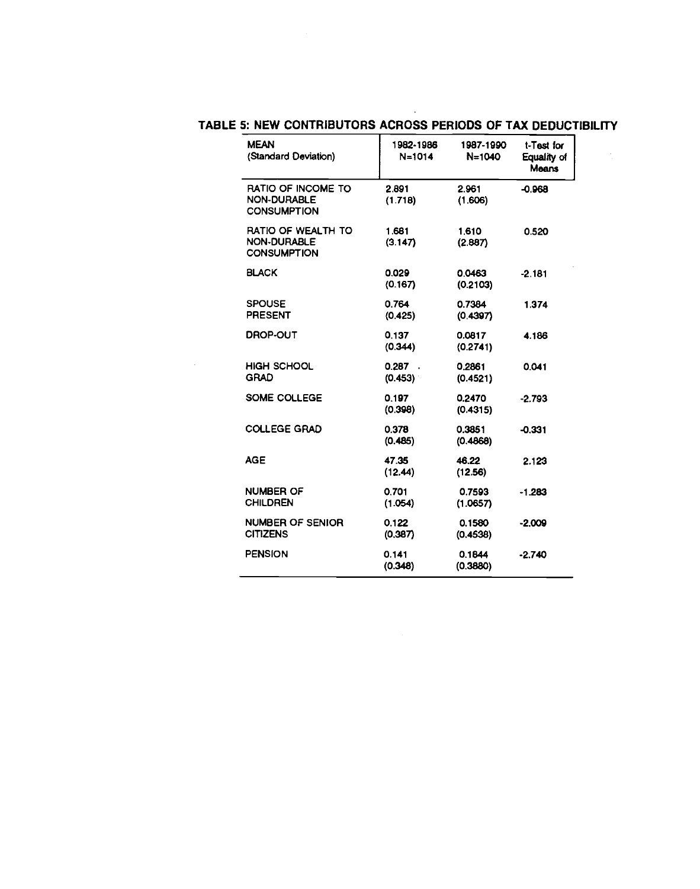# TABLE 5: NEW CONTRIBUTORS ACROSS PERIODS OF TAX DEDUCTIBILITY

| MEAN (Standard Deviation) | 1982-1986 N=1014 | 1987-1990 N=1040 | t-Test for Equality of Means |
|---|---|---|---|
| RATIO OF INCOME TO NON-DURABLE CONSUMPTION | 2.891 (1.718) | 2.961 (1.606) | -0.968 |
| RATIO OF WEALTH TO NON-DURABLE CONSUMPTION | 1.681 (3.147) | 1.610 (2.887) | 0.520 |
| BLACK | 0.029 (0.167) | 0.0463 (0.2103) | -2.181 |
| SPOUSE PRESENT | 0.764 (0.425) | 0.7384 (0.4397) | 1.374 |
| DROP-OUT | 0.137 (0.344) | 0.0817 (0.2741) | 4.186 |
| HIGH SCHOOL GRAD | 0.287 (0.453) | 0.2861 (0.4521) | 0.041 |
| SOME COLLEGE | 0.197 (0.398) | 0.2470 (0.4315) | -2.793 |
| COLLEGE GRAD | 0.378 (0.485) | 0.3851 (0.4868) | -0.331 |
| AGE | 47.35 (12.44) | 46.22 (12.56) | 2.123 |
| NUMBER OF CHILDREN | 0.701 (1.054) | 0.7593 (1.0657) | -1.283 |
| NUMBER OF SENIOR CITIZENS | 0.122 (0.387) | 0.1580 (0.4538) | -2.009 |
| PENSION | 0.141 (0.348) | 0.1844 (0.3880) | -2.740 |